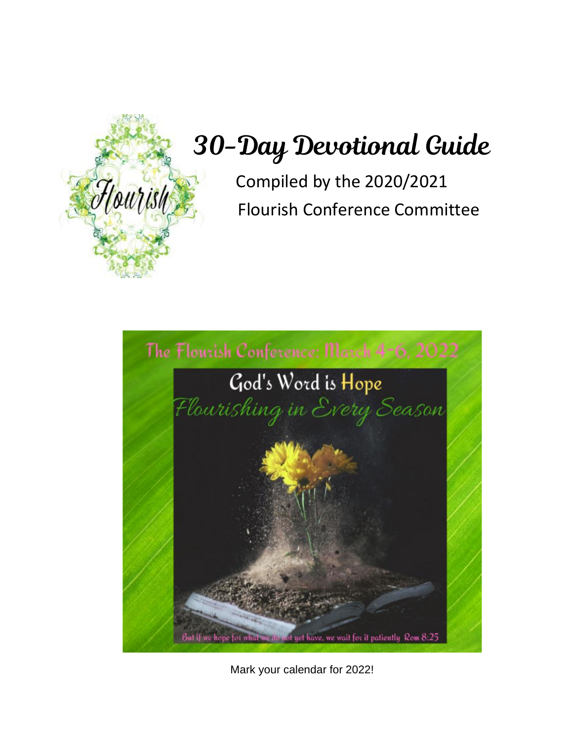# 30-Day Devotional Guide

Compiled by the 2020/2021

Flourish Conference Committee

The Flourish Conference: March 4-6, 2022

God's Word is Hope

*Flourishing in Every Season*

But if we hope for what we do not yet have, we wait for it patiently Rom 8:25

Mark your calendar for 2022!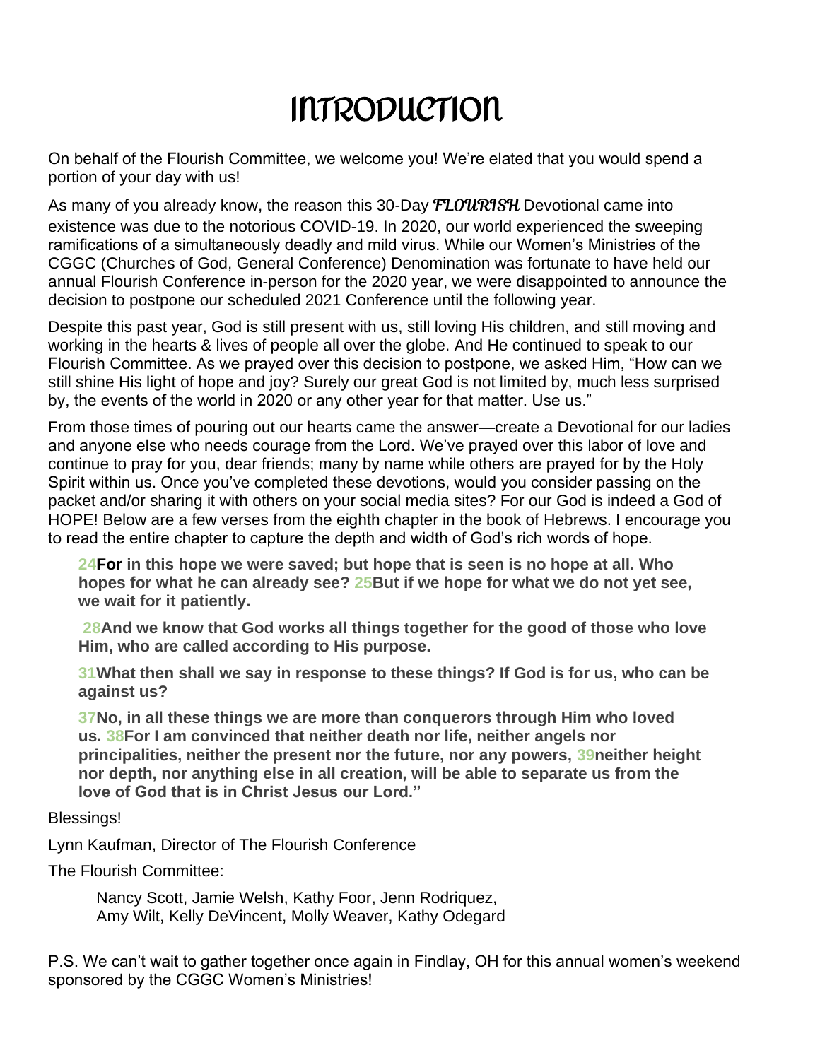# INTRODUCTION

On behalf of the Flourish Committee, we welcome you! We're elated that you would spend a portion of your day with us!

As many of you already know, the reason this 30-Day *FLOURISH* Devotional came into existence was due to the notorious COVID-19. In 2020, our world experienced the sweeping ramifications of a simultaneously deadly and mild virus. While our Women's Ministries of the CGGC (Churches of God, General Conference) Denomination was fortunate to have held our annual Flourish Conference in-person for the 2020 year, we were disappointed to announce the decision to postpone our scheduled 2021 Conference until the following year.

Despite this past year, God is still present with us, still loving His children, and still moving and working in the hearts & lives of people all over the globe. And He continued to speak to our Flourish Committee. As we prayed over this decision to postpone, we asked Him, "How can we still shine His light of hope and joy? Surely our great God is not limited by, much less surprised by, the events of the world in 2020 or any other year for that matter. Use us."

From those times of pouring out our hearts came the answer—create a Devotional for our ladies and anyone else who needs courage from the Lord. We've prayed over this labor of love and continue to pray for you, dear friends; many by name while others are prayed for by the Holy Spirit within us. Once you've completed these devotions, would you consider passing on the packet and/or sharing it with others on your social media sites? For our God is indeed a God of HOPE! Below are a few verses from the eighth chapter in the book of Hebrews. I encourage you to read the entire chapter to capture the depth and width of God's rich words of hope.

> **24 For in this hope we were saved; but hope that is seen is no hope at all. Who hopes for what he can already see? 25 But if we hope for what we do not yet see, we wait for it patiently.**
>
> **28 And we know that God works all things together for the good of those who love Him, who are called according to His purpose.**
>
> **31 What then shall we say in response to these things? If God is for us, who can be against us?**
>
> **37 No, in all these things we are more than conquerors through Him who loved us. 38 For I am convinced that neither death nor life, neither angels nor principalities, neither the present nor the future, nor any powers, 39 neither height nor depth, nor anything else in all creation, will be able to separate us from the love of God that is in Christ Jesus our Lord."**

Blessings!

Lynn Kaufman, Director of The Flourish Conference

The Flourish Committee:

Nancy Scott, Jamie Welsh, Kathy Foor, Jenn Rodriquez,
Amy Wilt, Kelly DeVincent, Molly Weaver, Kathy Odegard

P.S. We can't wait to gather together once again in Findlay, OH for this annual women's weekend sponsored by the CGGC Women's Ministries!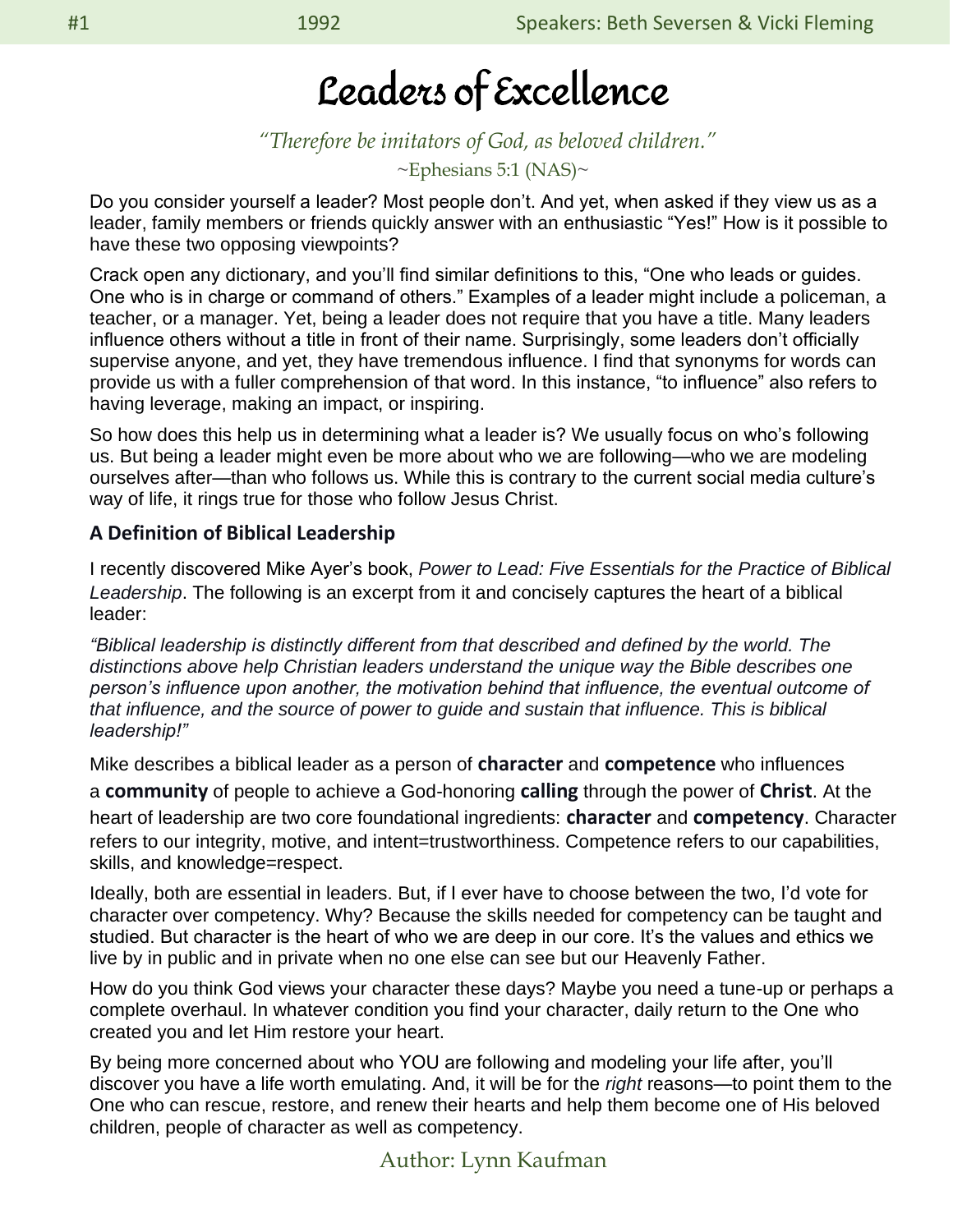# Leaders of Excellence

*"Therefore be imitators of God, as beloved children."*

~Ephesians 5:1 (NAS)~

Do you consider yourself a leader? Most people don't. And yet, when asked if they view us as a leader, family members or friends quickly answer with an enthusiastic "Yes!" How is it possible to have these two opposing viewpoints?

Crack open any dictionary, and you'll find similar definitions to this, "One who leads or guides. One who is in charge or command of others." Examples of a leader might include a policeman, a teacher, or a manager. Yet, being a leader does not require that you have a title. Many leaders influence others without a title in front of their name. Surprisingly, some leaders don't officially supervise anyone, and yet, they have tremendous influence. I find that synonyms for words can provide us with a fuller comprehension of that word. In this instance, "to influence" also refers to having leverage, making an impact, or inspiring.

So how does this help us in determining what a leader is? We usually focus on who's following us. But being a leader might even be more about who we are following—who we are modeling ourselves after—than who follows us. While this is contrary to the current social media culture's way of life, it rings true for those who follow Jesus Christ.

### A Definition of Biblical Leadership

I recently discovered Mike Ayer's book, *Power to Lead: Five Essentials for the Practice of Biblical Leadership*. The following is an excerpt from it and concisely captures the heart of a biblical leader:

*"Biblical leadership is distinctly different from that described and defined by the world. The distinctions above help Christian leaders understand the unique way the Bible describes one person's influence upon another, the motivation behind that influence, the eventual outcome of that influence, and the source of power to guide and sustain that influence. This is biblical leadership!"*

Mike describes a biblical leader as a person of **character** and **competence** who influences a **community** of people to achieve a God-honoring **calling** through the power of **Christ**. At the heart of leadership are two core foundational ingredients: **character** and **competency**. Character refers to our integrity, motive, and intent=trustworthiness. Competence refers to our capabilities, skills, and knowledge=respect.

Ideally, both are essential in leaders. But, if I ever have to choose between the two, I'd vote for character over competency. Why? Because the skills needed for competency can be taught and studied. But character is the heart of who we are deep in our core. It's the values and ethics we live by in public and in private when no one else can see but our Heavenly Father.

How do you think God views your character these days? Maybe you need a tune-up or perhaps a complete overhaul. In whatever condition you find your character, daily return to the One who created you and let Him restore your heart.

By being more concerned about who YOU are following and modeling your life after, you'll discover you have a life worth emulating. And, it will be for the *right* reasons—to point them to the One who can rescue, restore, and renew their hearts and help them become one of His beloved children, people of character as well as competency.

Author: Lynn Kaufman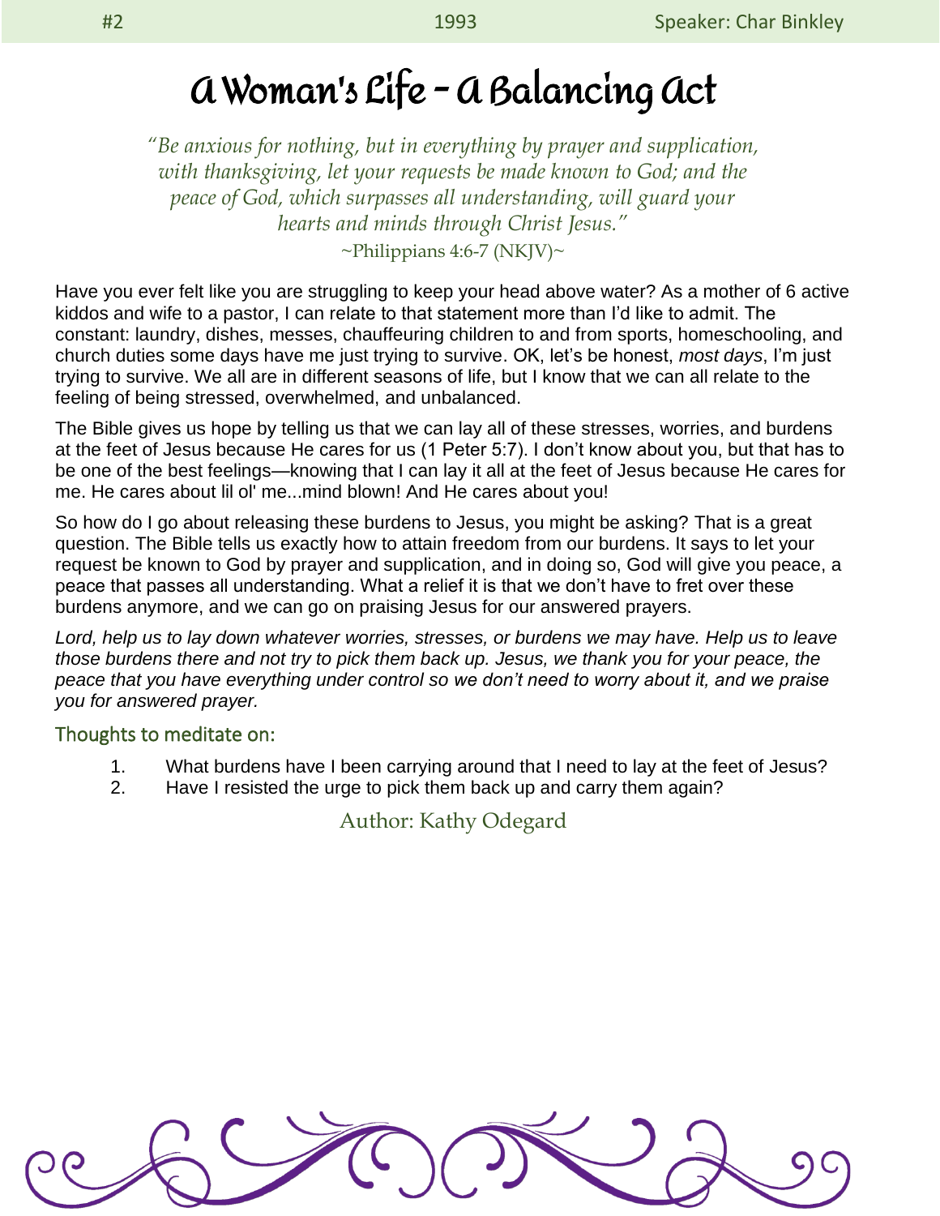#2 | 1993 | Speaker: Char Binkley

# A Woman's Life – A Balancing Act

*"Be anxious for nothing, but in everything by prayer and supplication, with thanksgiving, let your requests be made known to God; and the peace of God, which surpasses all understanding, will guard your hearts and minds through Christ Jesus."*

~Philippians 4:6-7 (NKJV)~

Have you ever felt like you are struggling to keep your head above water? As a mother of 6 active kiddos and wife to a pastor, I can relate to that statement more than I'd like to admit. The constant: laundry, dishes, messes, chauffeuring children to and from sports, homeschooling, and church duties some days have me just trying to survive. OK, let's be honest, *most days*, I'm just trying to survive. We all are in different seasons of life, but I know that we can all relate to the feeling of being stressed, overwhelmed, and unbalanced.

The Bible gives us hope by telling us that we can lay all of these stresses, worries, and burdens at the feet of Jesus because He cares for us (1 Peter 5:7). I don't know about you, but that has to be one of the best feelings—knowing that I can lay it all at the feet of Jesus because He cares for me. He cares about lil ol' me...mind blown! And He cares about you!

So how do I go about releasing these burdens to Jesus, you might be asking? That is a great question. The Bible tells us exactly how to attain freedom from our burdens. It says to let your request be known to God by prayer and supplication, and in doing so, God will give you peace, a peace that passes all understanding. What a relief it is that we don't have to fret over these burdens anymore, and we can go on praising Jesus for our answered prayers.

*Lord, help us to lay down whatever worries, stresses, or burdens we may have. Help us to leave those burdens there and not try to pick them back up. Jesus, we thank you for your peace, the peace that you have everything under control so we don't need to worry about it, and we praise you for answered prayer.*

## Thoughts to meditate on:

1. What burdens have I been carrying around that I need to lay at the feet of Jesus?
2. Have I resisted the urge to pick them back up and carry them again?

Author: Kathy Odegard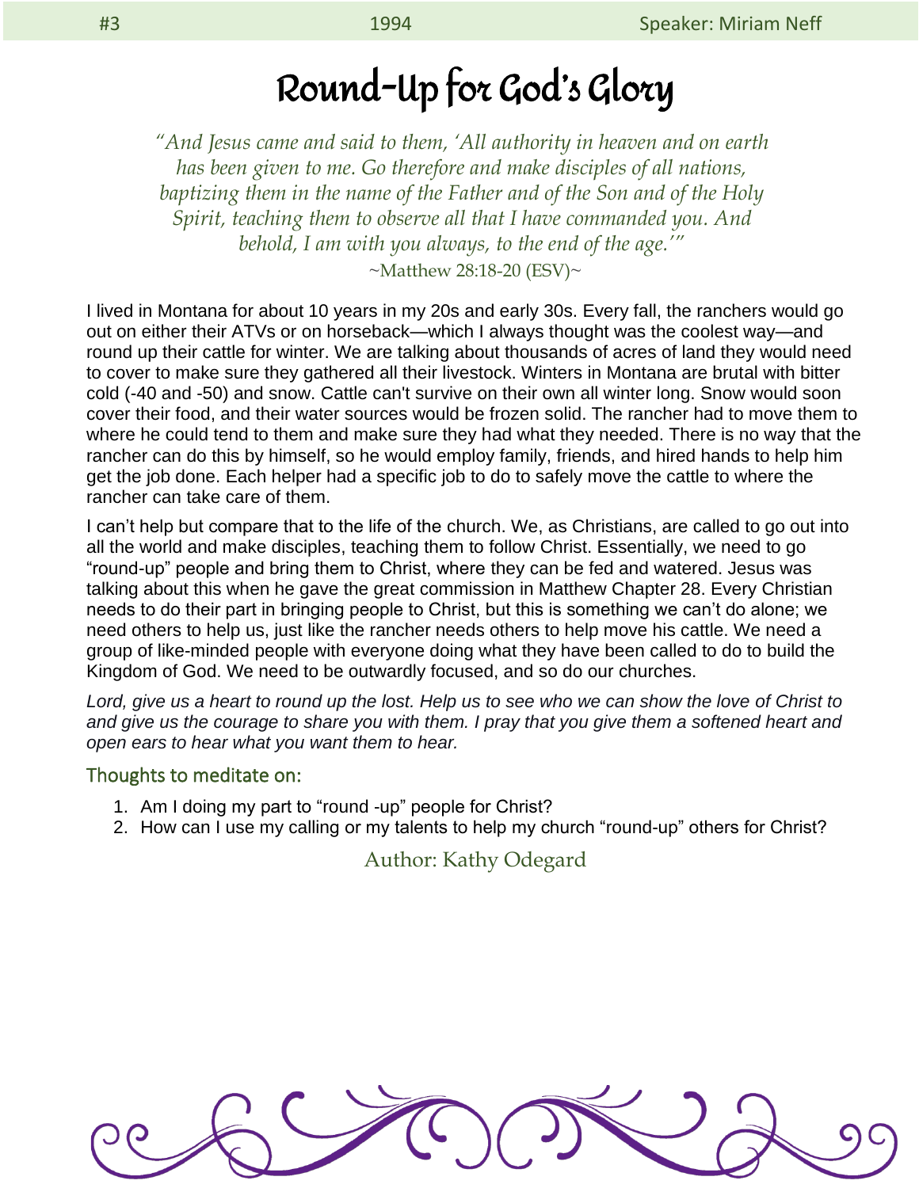#3 1994 Speaker: Miriam Neff

# Round-Up for God's Glory

*"And Jesus came and said to them, 'All authority in heaven and on earth has been given to me. Go therefore and make disciples of all nations, baptizing them in the name of the Father and of the Son and of the Holy Spirit, teaching them to observe all that I have commanded you. And behold, I am with you always, to the end of the age.'"*

~Matthew 28:18-20 (ESV)~

I lived in Montana for about 10 years in my 20s and early 30s. Every fall, the ranchers would go out on either their ATVs or on horseback—which I always thought was the coolest way—and round up their cattle for winter. We are talking about thousands of acres of land they would need to cover to make sure they gathered all their livestock. Winters in Montana are brutal with bitter cold (-40 and -50) and snow. Cattle can't survive on their own all winter long. Snow would soon cover their food, and their water sources would be frozen solid. The rancher had to move them to where he could tend to them and make sure they had what they needed. There is no way that the rancher can do this by himself, so he would employ family, friends, and hired hands to help him get the job done. Each helper had a specific job to do to safely move the cattle to where the rancher can take care of them.

I can't help but compare that to the life of the church. We, as Christians, are called to go out into all the world and make disciples, teaching them to follow Christ. Essentially, we need to go "round-up" people and bring them to Christ, where they can be fed and watered. Jesus was talking about this when he gave the great commission in Matthew Chapter 28. Every Christian needs to do their part in bringing people to Christ, but this is something we can't do alone; we need others to help us, just like the rancher needs others to help move his cattle. We need a group of like-minded people with everyone doing what they have been called to do to build the Kingdom of God. We need to be outwardly focused, and so do our churches.

*Lord, give us a heart to round up the lost. Help us to see who we can show the love of Christ to and give us the courage to share you with them. I pray that you give them a softened heart and open ears to hear what you want them to hear.*

## Thoughts to meditate on:

1. Am I doing my part to "round -up" people for Christ?
2. How can I use my calling or my talents to help my church "round-up" others for Christ?

Author: Kathy Odegard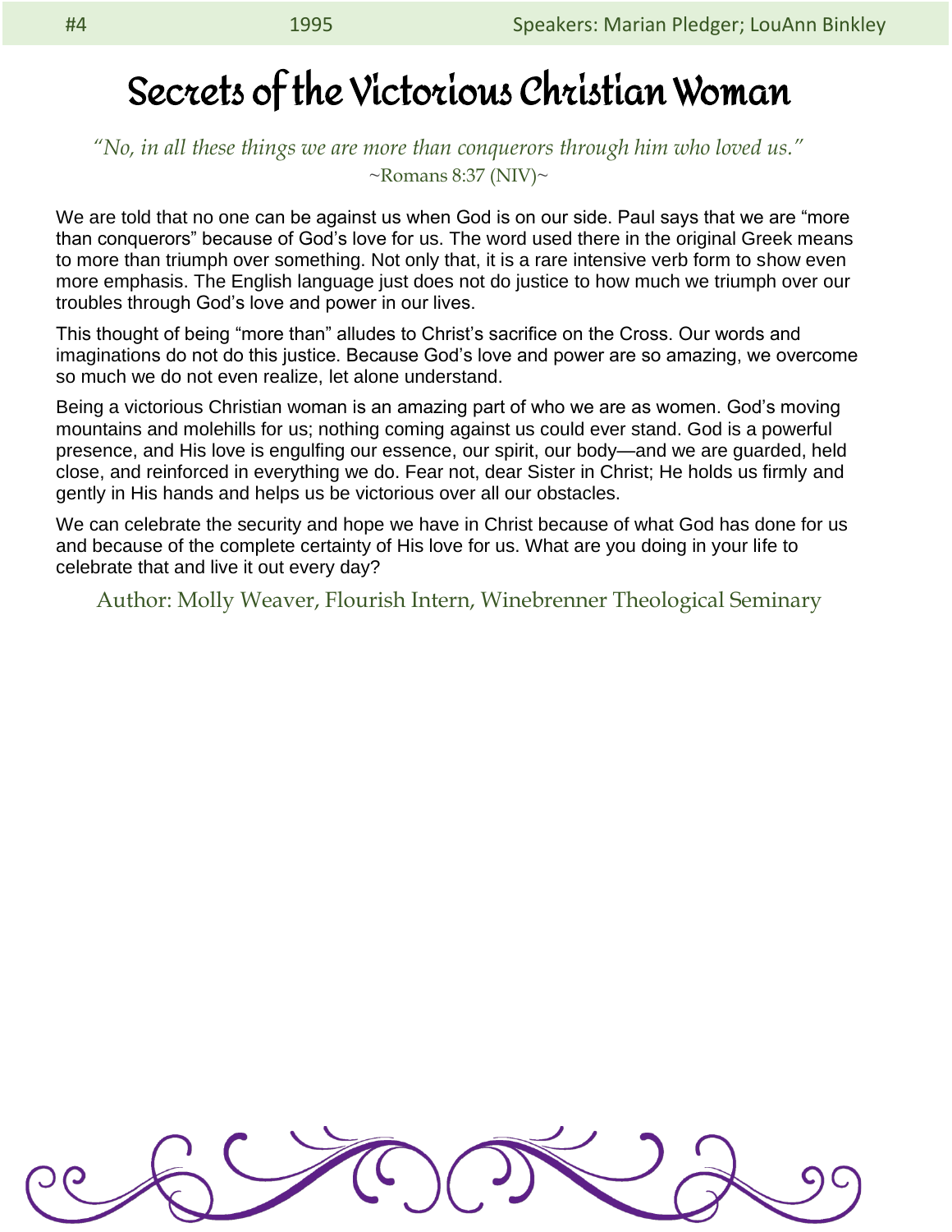#4 1995 Speakers: Marian Pledger; LouAnn Binkley

# Secrets of the Victorious Christian Woman

*"No, in all these things we are more than conquerors through him who loved us."*
~Romans 8:37 (NIV)~

We are told that no one can be against us when God is on our side. Paul says that we are "more than conquerors" because of God's love for us. The word used there in the original Greek means to more than triumph over something. Not only that, it is a rare intensive verb form to show even more emphasis. The English language just does not do justice to how much we triumph over our troubles through God's love and power in our lives.

This thought of being "more than" alludes to Christ's sacrifice on the Cross. Our words and imaginations do not do this justice. Because God's love and power are so amazing, we overcome so much we do not even realize, let alone understand.

Being a victorious Christian woman is an amazing part of who we are as women. God's moving mountains and molehills for us; nothing coming against us could ever stand. God is a powerful presence, and His love is engulfing our essence, our spirit, our body—and we are guarded, held close, and reinforced in everything we do. Fear not, dear Sister in Christ; He holds us firmly and gently in His hands and helps us be victorious over all our obstacles.

We can celebrate the security and hope we have in Christ because of what God has done for us and because of the complete certainty of His love for us. What are you doing in your life to celebrate that and live it out every day?

Author: Molly Weaver, Flourish Intern, Winebrenner Theological Seminary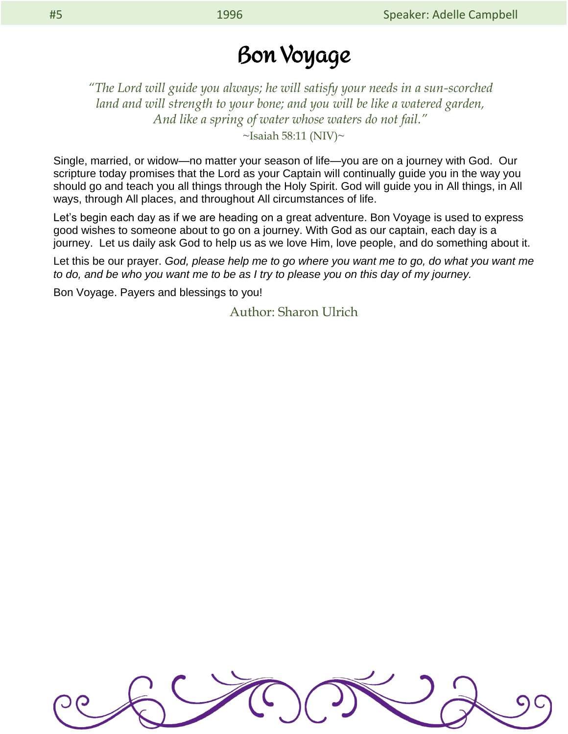# Bon Voyage

*"The Lord will guide you always; he will satisfy your needs in a sun-scorched land and will strength to your bone; and you will be like a watered garden, And like a spring of water whose waters do not fail."*

~Isaiah 58:11 (NIV)~

Single, married, or widow—no matter your season of life—you are on a journey with God. Our scripture today promises that the Lord as your Captain will continually guide you in the way you should go and teach you all things through the Holy Spirit. God will guide you in All things, in All ways, through All places, and throughout All circumstances of life.

Let's begin each day as if we are heading on a great adventure. Bon Voyage is used to express good wishes to someone about to go on a journey. With God as our captain, each day is a journey. Let us daily ask God to help us as we love Him, love people, and do something about it.

Let this be our prayer. *God, please help me to go where you want me to go, do what you want me to do, and be who you want me to be as I try to please you on this day of my journey.*

Bon Voyage. Payers and blessings to you!

Author: Sharon Ulrich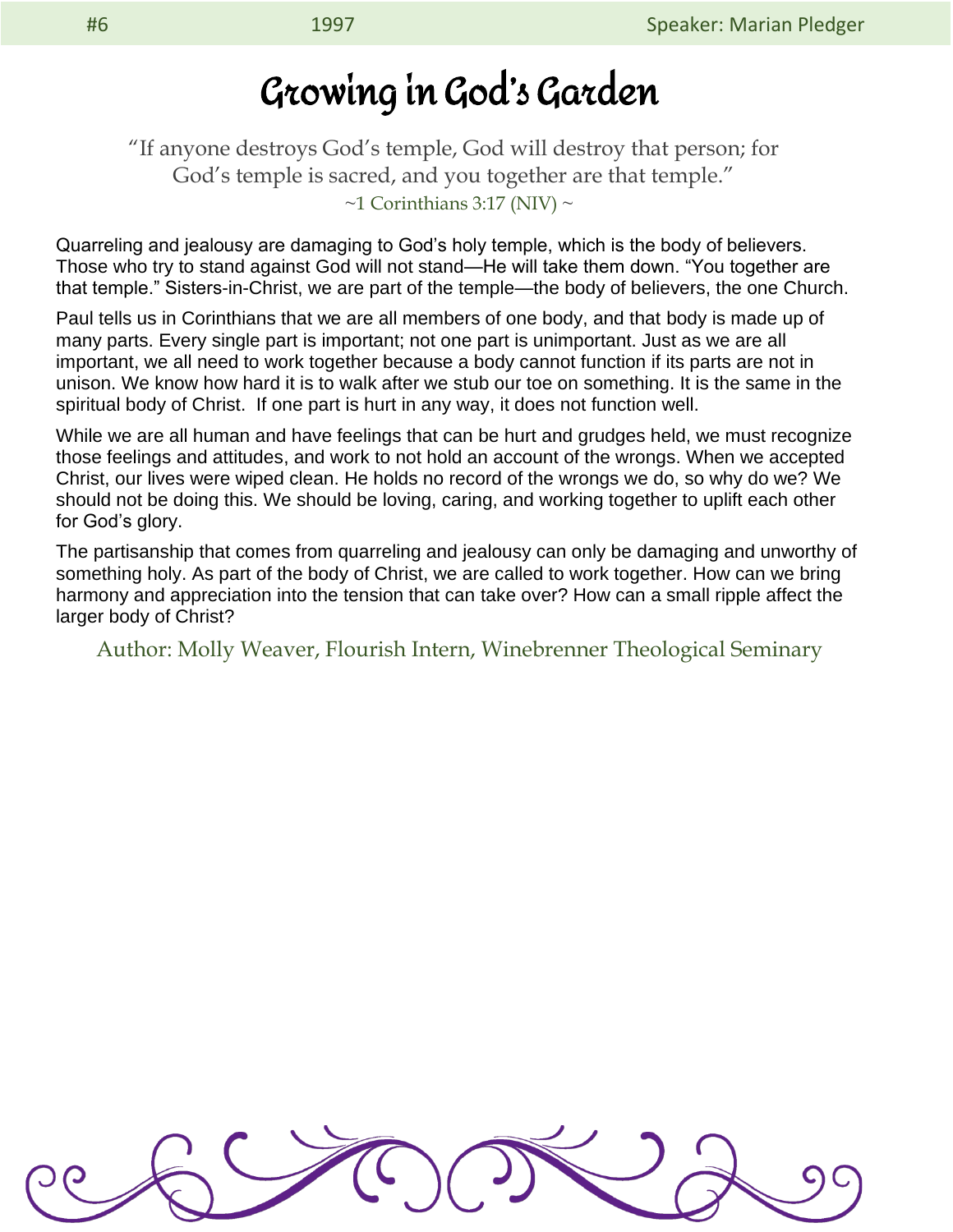#6 1997 Speaker: Marian Pledger

# Growing in God's Garden

"If anyone destroys God's temple, God will destroy that person; for God's temple is sacred, and you together are that temple."
~1 Corinthians 3:17 (NIV) ~

Quarreling and jealousy are damaging to God's holy temple, which is the body of believers. Those who try to stand against God will not stand—He will take them down. "You together are that temple." Sisters-in-Christ, we are part of the temple—the body of believers, the one Church.

Paul tells us in Corinthians that we are all members of one body, and that body is made up of many parts. Every single part is important; not one part is unimportant. Just as we are all important, we all need to work together because a body cannot function if its parts are not in unison. We know how hard it is to walk after we stub our toe on something. It is the same in the spiritual body of Christ. If one part is hurt in any way, it does not function well.

While we are all human and have feelings that can be hurt and grudges held, we must recognize those feelings and attitudes, and work to not hold an account of the wrongs. When we accepted Christ, our lives were wiped clean. He holds no record of the wrongs we do, so why do we? We should not be doing this. We should be loving, caring, and working together to uplift each other for God's glory.

The partisanship that comes from quarreling and jealousy can only be damaging and unworthy of something holy. As part of the body of Christ, we are called to work together. How can we bring harmony and appreciation into the tension that can take over? How can a small ripple affect the larger body of Christ?

Author: Molly Weaver, Flourish Intern, Winebrenner Theological Seminary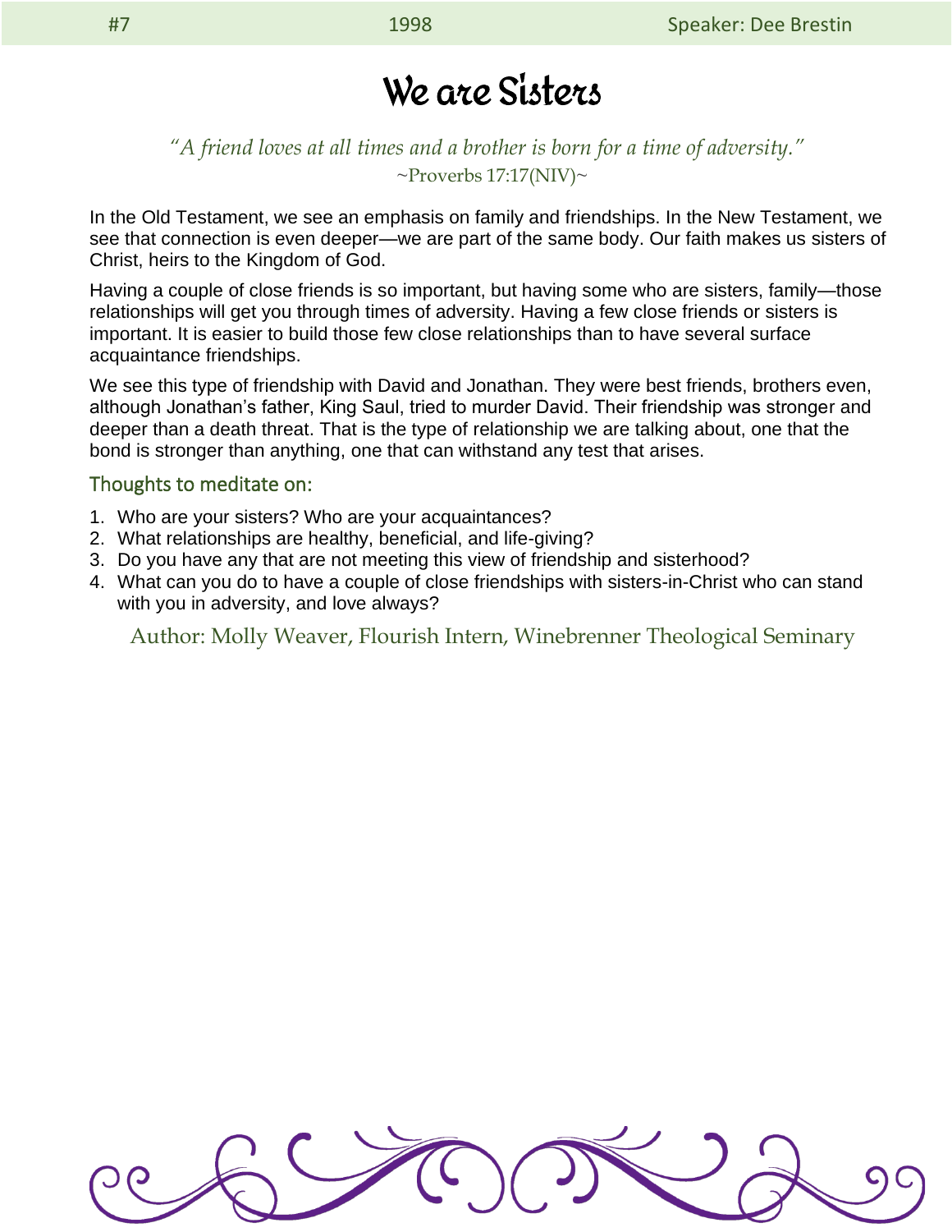#7 1998 Speaker: Dee Brestin

# We are Sisters

*"A friend loves at all times and a brother is born for a time of adversity."*
~Proverbs 17:17(NIV)~

In the Old Testament, we see an emphasis on family and friendships. In the New Testament, we see that connection is even deeper—we are part of the same body. Our faith makes us sisters of Christ, heirs to the Kingdom of God.

Having a couple of close friends is so important, but having some who are sisters, family—those relationships will get you through times of adversity. Having a few close friends or sisters is important. It is easier to build those few close relationships than to have several surface acquaintance friendships.

We see this type of friendship with David and Jonathan. They were best friends, brothers even, although Jonathan's father, King Saul, tried to murder David. Their friendship was stronger and deeper than a death threat. That is the type of relationship we are talking about, one that the bond is stronger than anything, one that can withstand any test that arises.

## Thoughts to meditate on:

1. Who are your sisters? Who are your acquaintances?
2. What relationships are healthy, beneficial, and life-giving?
3. Do you have any that are not meeting this view of friendship and sisterhood?
4. What can you do to have a couple of close friendships with sisters-in-Christ who can stand with you in adversity, and love always?

Author: Molly Weaver, Flourish Intern, Winebrenner Theological Seminary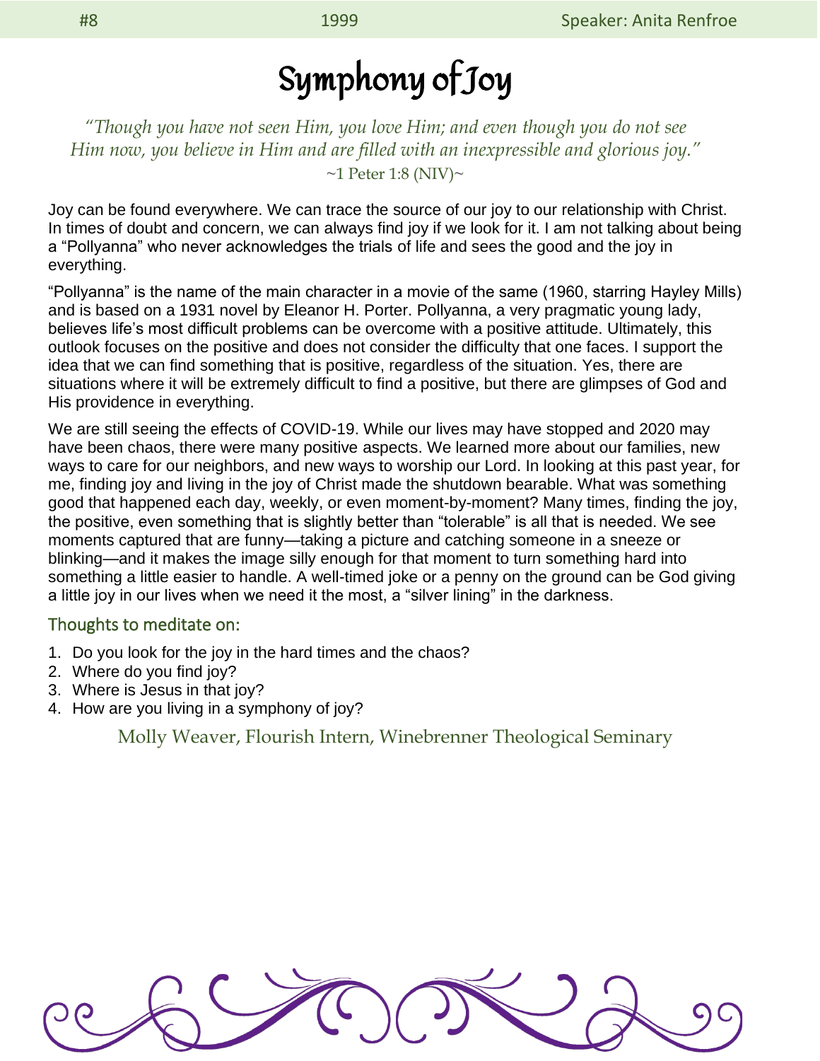#8 1999 Speaker: Anita Renfroe

# Symphony of Joy

*"Though you have not seen Him, you love Him; and even though you do not see Him now, you believe in Him and are filled with an inexpressible and glorious joy."*
~1 Peter 1:8 (NIV)~

Joy can be found everywhere. We can trace the source of our joy to our relationship with Christ. In times of doubt and concern, we can always find joy if we look for it. I am not talking about being a "Pollyanna" who never acknowledges the trials of life and sees the good and the joy in everything.

"Pollyanna" is the name of the main character in a movie of the same (1960, starring Hayley Mills) and is based on a 1931 novel by Eleanor H. Porter. Pollyanna, a very pragmatic young lady, believes life's most difficult problems can be overcome with a positive attitude. Ultimately, this outlook focuses on the positive and does not consider the difficulty that one faces. I support the idea that we can find something that is positive, regardless of the situation. Yes, there are situations where it will be extremely difficult to find a positive, but there are glimpses of God and His providence in everything.

We are still seeing the effects of COVID-19. While our lives may have stopped and 2020 may have been chaos, there were many positive aspects. We learned more about our families, new ways to care for our neighbors, and new ways to worship our Lord. In looking at this past year, for me, finding joy and living in the joy of Christ made the shutdown bearable. What was something good that happened each day, weekly, or even moment-by-moment? Many times, finding the joy, the positive, even something that is slightly better than "tolerable" is all that is needed. We see moments captured that are funny—taking a picture and catching someone in a sneeze or blinking—and it makes the image silly enough for that moment to turn something hard into something a little easier to handle. A well-timed joke or a penny on the ground can be God giving a little joy in our lives when we need it the most, a "silver lining" in the darkness.

## Thoughts to meditate on:

1. Do you look for the joy in the hard times and the chaos?
2. Where do you find joy?
3. Where is Jesus in that joy?
4. How are you living in a symphony of joy?

Molly Weaver, Flourish Intern, Winebrenner Theological Seminary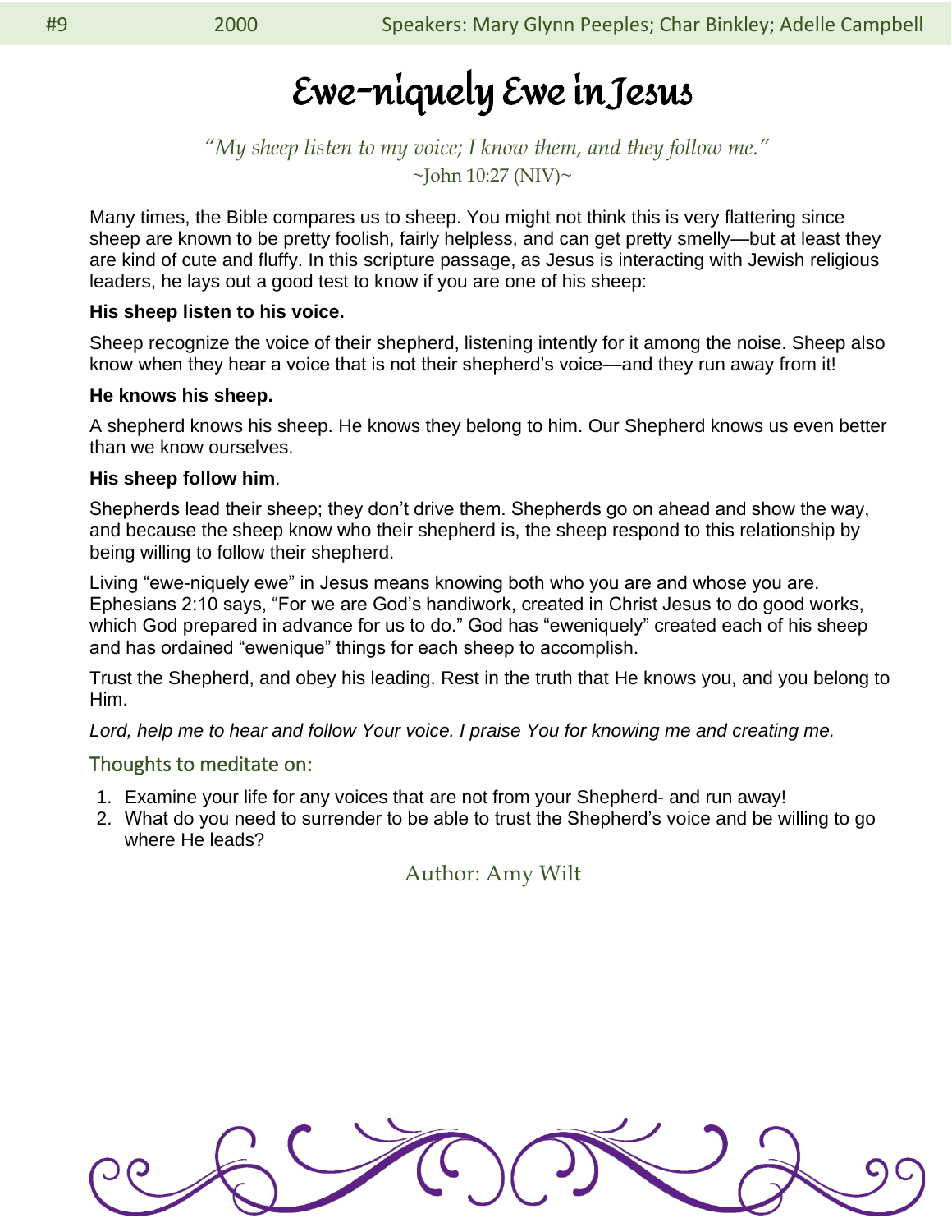# Ewe-niquely Ewe in Jesus

*"My sheep listen to my voice; I know them, and they follow me."*
~John 10:27 (NIV)~

Many times, the Bible compares us to sheep. You might not think this is very flattering since sheep are known to be pretty foolish, fairly helpless, and can get pretty smelly—but at least they are kind of cute and fluffy. In this scripture passage, as Jesus is interacting with Jewish religious leaders, he lays out a good test to know if you are one of his sheep:

**His sheep listen to his voice.**

Sheep recognize the voice of their shepherd, listening intently for it among the noise. Sheep also know when they hear a voice that is not their shepherd's voice—and they run away from it!

**He knows his sheep.**

A shepherd knows his sheep. He knows they belong to him. Our Shepherd knows us even better than we know ourselves.

**His sheep follow him**.

Shepherds lead their sheep; they don't drive them. Shepherds go on ahead and show the way, and because the sheep know who their shepherd is, the sheep respond to this relationship by being willing to follow their shepherd.

Living "ewe-niquely ewe" in Jesus means knowing both who you are and whose you are. Ephesians 2:10 says, "For we are God's handiwork, created in Christ Jesus to do good works, which God prepared in advance for us to do." God has "eweniquely" created each of his sheep and has ordained "ewenique" things for each sheep to accomplish.

Trust the Shepherd, and obey his leading. Rest in the truth that He knows you, and you belong to Him.

*Lord, help me to hear and follow Your voice. I praise You for knowing me and creating me.*

## Thoughts to meditate on:

1. Examine your life for any voices that are not from your Shepherd- and run away!
2. What do you need to surrender to be able to trust the Shepherd's voice and be willing to go where He leads?

Author: Amy Wilt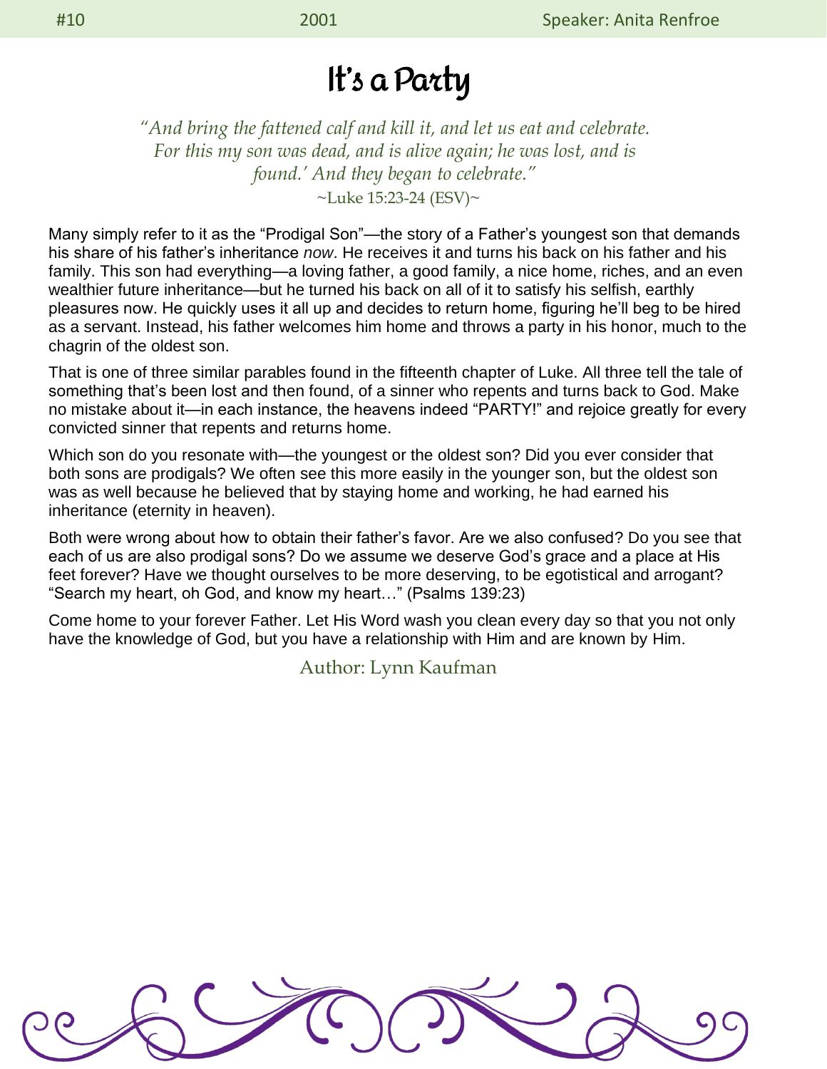#10 2001 Speaker: Anita Renfroe

# It's a Party

*"And bring the fattened calf and kill it, and let us eat and celebrate. For this my son was dead, and is alive again; he was lost, and is found.' And they began to celebrate."*
~Luke 15:23-24 (ESV)~

Many simply refer to it as the "Prodigal Son"—the story of a Father's youngest son that demands his share of his father's inheritance *now*. He receives it and turns his back on his father and his family. This son had everything—a loving father, a good family, a nice home, riches, and an even wealthier future inheritance—but he turned his back on all of it to satisfy his selfish, earthly pleasures now. He quickly uses it all up and decides to return home, figuring he'll beg to be hired as a servant. Instead, his father welcomes him home and throws a party in his honor, much to the chagrin of the oldest son.

That is one of three similar parables found in the fifteenth chapter of Luke. All three tell the tale of something that's been lost and then found, of a sinner who repents and turns back to God. Make no mistake about it—in each instance, the heavens indeed "PARTY!" and rejoice greatly for every convicted sinner that repents and returns home.

Which son do you resonate with—the youngest or the oldest son? Did you ever consider that both sons are prodigals? We often see this more easily in the younger son, but the oldest son was as well because he believed that by staying home and working, he had earned his inheritance (eternity in heaven).

Both were wrong about how to obtain their father's favor. Are we also confused? Do you see that each of us are also prodigal sons? Do we assume we deserve God's grace and a place at His feet forever? Have we thought ourselves to be more deserving, to be egotistical and arrogant? "Search my heart, oh God, and know my heart…" (Psalms 139:23)

Come home to your forever Father. Let His Word wash you clean every day so that you not only have the knowledge of God, but you have a relationship with Him and are known by Him.

Author: Lynn Kaufman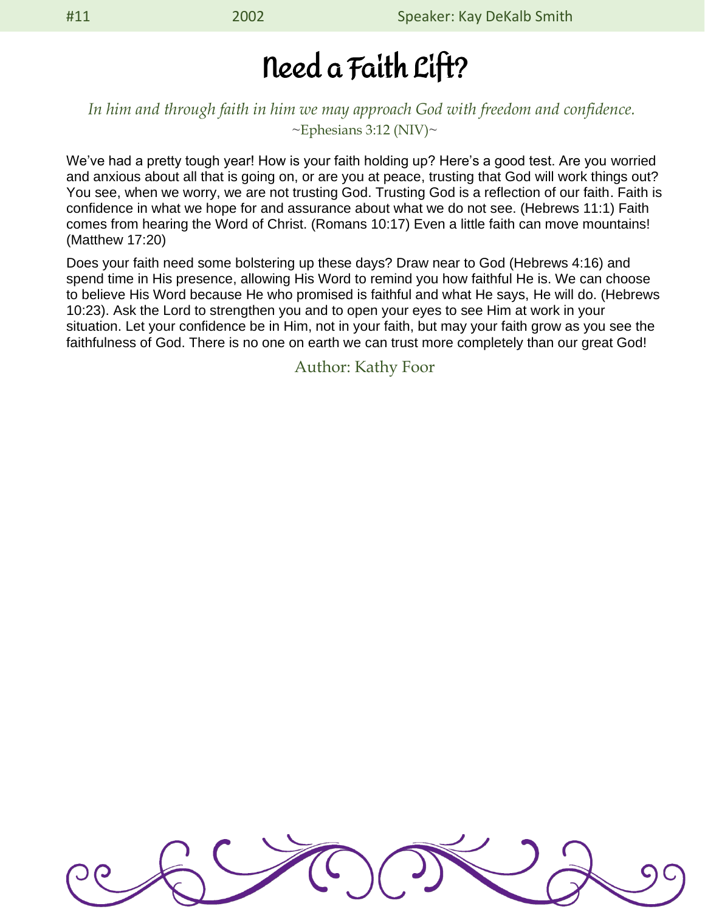#11 2002 Speaker: Kay DeKalb Smith

# Need a Faith Lift?

*In him and through faith in him we may approach God with freedom and confidence.*
~Ephesians 3:12 (NIV)~

We've had a pretty tough year! How is your faith holding up? Here's a good test. Are you worried and anxious about all that is going on, or are you at peace, trusting that God will work things out? You see, when we worry, we are not trusting God. Trusting God is a reflection of our faith. Faith is confidence in what we hope for and assurance about what we do not see. (Hebrews 11:1) Faith comes from hearing the Word of Christ. (Romans 10:17) Even a little faith can move mountains! (Matthew 17:20)

Does your faith need some bolstering up these days? Draw near to God (Hebrews 4:16) and spend time in His presence, allowing His Word to remind you how faithful He is. We can choose to believe His Word because He who promised is faithful and what He says, He will do. (Hebrews 10:23). Ask the Lord to strengthen you and to open your eyes to see Him at work in your situation. Let your confidence be in Him, not in your faith, but may your faith grow as you see the faithfulness of God. There is no one on earth we can trust more completely than our great God!

Author: Kathy Foor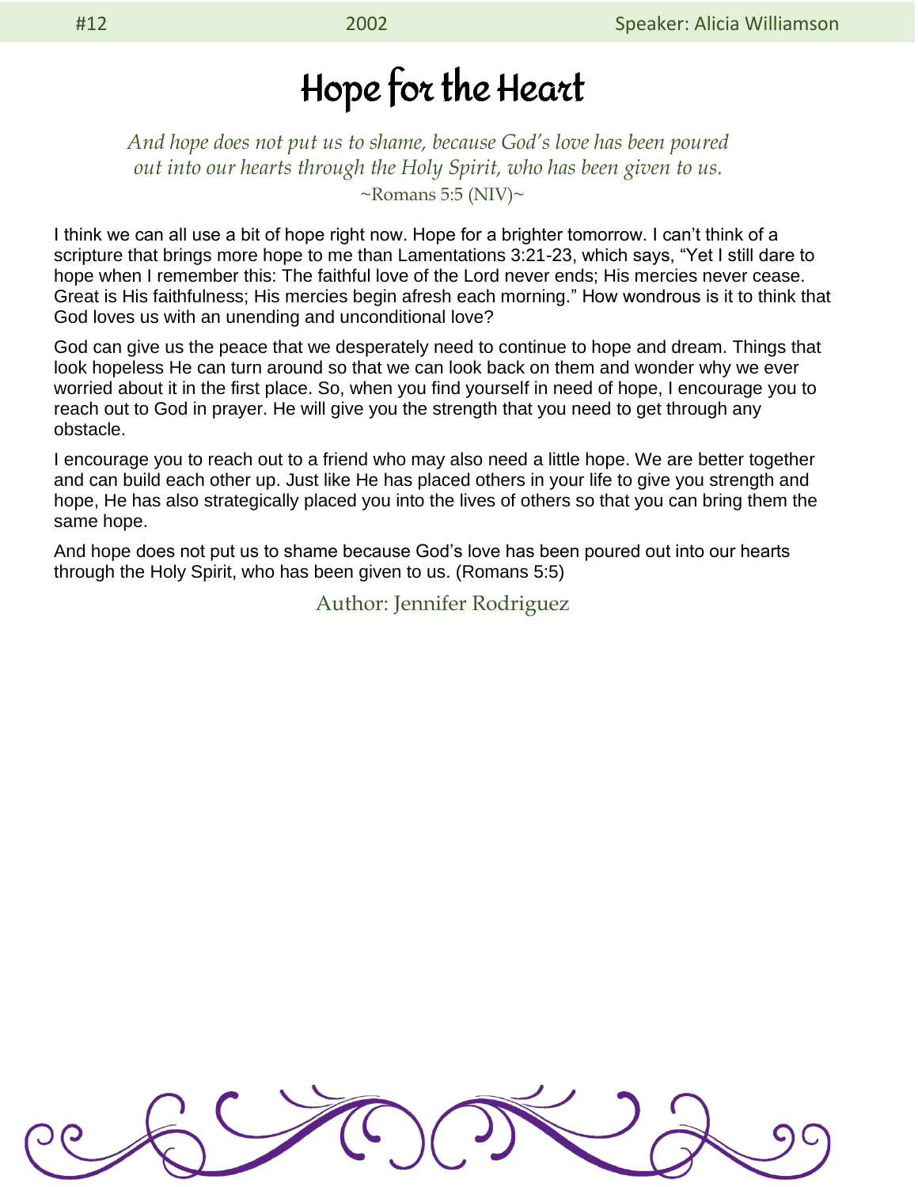#12 2002 Speaker: Alicia Williamson

# Hope for the Heart

*And hope does not put us to shame, because God's love has been poured out into our hearts through the Holy Spirit, who has been given to us.*
~Romans 5:5 (NIV)~

I think we can all use a bit of hope right now. Hope for a brighter tomorrow. I can't think of a scripture that brings more hope to me than Lamentations 3:21-23, which says, "Yet I still dare to hope when I remember this: The faithful love of the Lord never ends; His mercies never cease. Great is His faithfulness; His mercies begin afresh each morning." How wondrous is it to think that God loves us with an unending and unconditional love?

God can give us the peace that we desperately need to continue to hope and dream. Things that look hopeless He can turn around so that we can look back on them and wonder why we ever worried about it in the first place. So, when you find yourself in need of hope, I encourage you to reach out to God in prayer. He will give you the strength that you need to get through any obstacle.

I encourage you to reach out to a friend who may also need a little hope. We are better together and can build each other up. Just like He has placed others in your life to give you strength and hope, He has also strategically placed you into the lives of others so that you can bring them the same hope.

And hope does not put us to shame because God's love has been poured out into our hearts through the Holy Spirit, who has been given to us. (Romans 5:5)

Author: Jennifer Rodriguez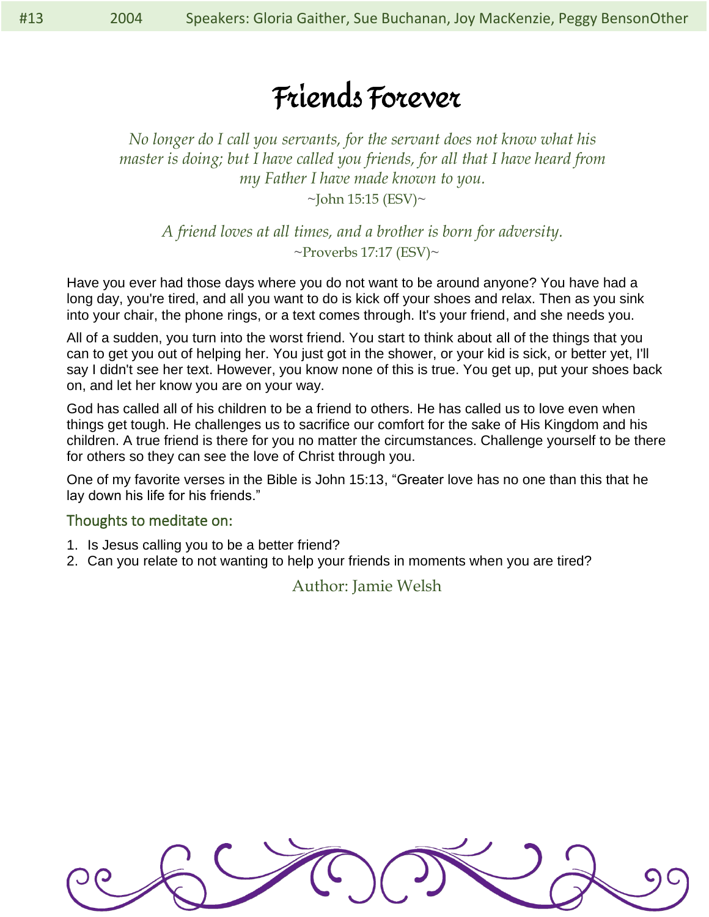#13 2004 Speakers: Gloria Gaither, Sue Buchanan, Joy MacKenzie, Peggy BensonOther

# Friends Forever

*No longer do I call you servants, for the servant does not know what his master is doing; but I have called you friends, for all that I have heard from my Father I have made known to you.*
~John 15:15 (ESV)~

*A friend loves at all times, and a brother is born for adversity.*
~Proverbs 17:17 (ESV)~

Have you ever had those days where you do not want to be around anyone? You have had a long day, you're tired, and all you want to do is kick off your shoes and relax. Then as you sink into your chair, the phone rings, or a text comes through. It's your friend, and she needs you.

All of a sudden, you turn into the worst friend. You start to think about all of the things that you can to get you out of helping her. You just got in the shower, or your kid is sick, or better yet, I'll say I didn't see her text. However, you know none of this is true. You get up, put your shoes back on, and let her know you are on your way.

God has called all of his children to be a friend to others. He has called us to love even when things get tough. He challenges us to sacrifice our comfort for the sake of His Kingdom and his children. A true friend is there for you no matter the circumstances. Challenge yourself to be there for others so they can see the love of Christ through you.

One of my favorite verses in the Bible is John 15:13, "Greater love has no one than this that he lay down his life for his friends."

### Thoughts to meditate on:

1. Is Jesus calling you to be a better friend?
2. Can you relate to not wanting to help your friends in moments when you are tired?

Author: Jamie Welsh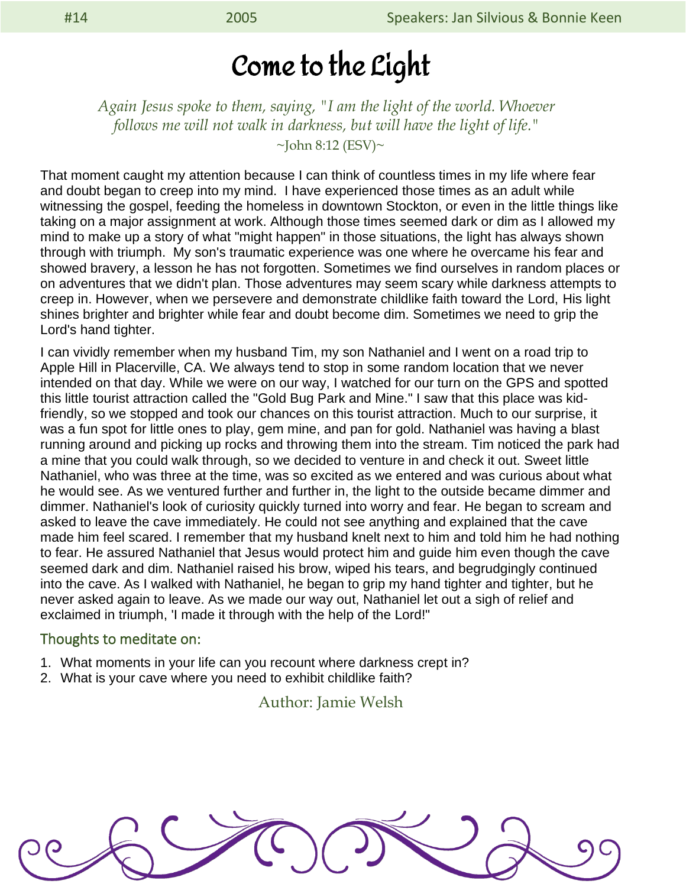#14 2005 Speakers: Jan Silvious & Bonnie Keen

# Come to the Light

*Again Jesus spoke to them, saying, "I am the light of the world. Whoever follows me will not walk in darkness, but will have the light of life."*
~John 8:12 (ESV)~

That moment caught my attention because I can think of countless times in my life where fear and doubt began to creep into my mind. I have experienced those times as an adult while witnessing the gospel, feeding the homeless in downtown Stockton, or even in the little things like taking on a major assignment at work. Although those times seemed dark or dim as I allowed my mind to make up a story of what "might happen" in those situations, the light has always shown through with triumph. My son's traumatic experience was one where he overcame his fear and showed bravery, a lesson he has not forgotten. Sometimes we find ourselves in random places or on adventures that we didn't plan. Those adventures may seem scary while darkness attempts to creep in. However, when we persevere and demonstrate childlike faith toward the Lord, His light shines brighter and brighter while fear and doubt become dim. Sometimes we need to grip the Lord's hand tighter.

I can vividly remember when my husband Tim, my son Nathaniel and I went on a road trip to Apple Hill in Placerville, CA. We always tend to stop in some random location that we never intended on that day. While we were on our way, I watched for our turn on the GPS and spotted this little tourist attraction called the "Gold Bug Park and Mine." I saw that this place was kid-friendly, so we stopped and took our chances on this tourist attraction. Much to our surprise, it was a fun spot for little ones to play, gem mine, and pan for gold. Nathaniel was having a blast running around and picking up rocks and throwing them into the stream. Tim noticed the park had a mine that you could walk through, so we decided to venture in and check it out. Sweet little Nathaniel, who was three at the time, was so excited as we entered and was curious about what he would see. As we ventured further and further in, the light to the outside became dimmer and dimmer. Nathaniel's look of curiosity quickly turned into worry and fear. He began to scream and asked to leave the cave immediately. He could not see anything and explained that the cave made him feel scared. I remember that my husband knelt next to him and told him he had nothing to fear. He assured Nathaniel that Jesus would protect him and guide him even though the cave seemed dark and dim. Nathaniel raised his brow, wiped his tears, and begrudgingly continued into the cave. As I walked with Nathaniel, he began to grip my hand tighter and tighter, but he never asked again to leave. As we made our way out, Nathaniel let out a sigh of relief and exclaimed in triumph, 'I made it through with the help of the Lord!"

## Thoughts to meditate on:

1. What moments in your life can you recount where darkness crept in?
2. What is your cave where you need to exhibit childlike faith?

Author: Jamie Welsh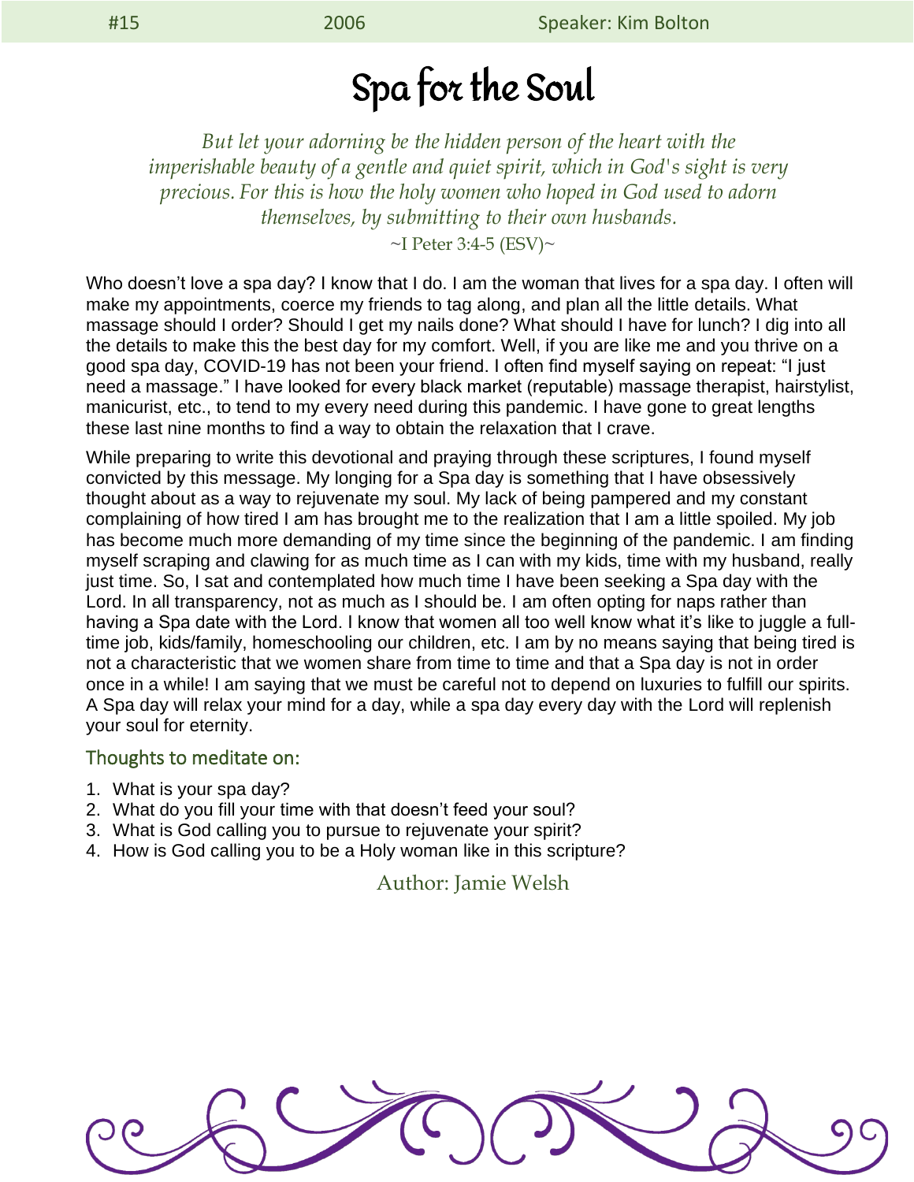# Spa for the Soul

*But let your adorning be the hidden person of the heart with the imperishable beauty of a gentle and quiet spirit, which in God's sight is very precious. For this is how the holy women who hoped in God used to adorn themselves, by submitting to their own husbands.*

~I Peter 3:4-5 (ESV)~

Who doesn't love a spa day? I know that I do. I am the woman that lives for a spa day. I often will make my appointments, coerce my friends to tag along, and plan all the little details. What massage should I order? Should I get my nails done? What should I have for lunch? I dig into all the details to make this the best day for my comfort. Well, if you are like me and you thrive on a good spa day, COVID-19 has not been your friend. I often find myself saying on repeat: "I just need a massage." I have looked for every black market (reputable) massage therapist, hairstylist, manicurist, etc., to tend to my every need during this pandemic. I have gone to great lengths these last nine months to find a way to obtain the relaxation that I crave.

While preparing to write this devotional and praying through these scriptures, I found myself convicted by this message. My longing for a Spa day is something that I have obsessively thought about as a way to rejuvenate my soul. My lack of being pampered and my constant complaining of how tired I am has brought me to the realization that I am a little spoiled. My job has become much more demanding of my time since the beginning of the pandemic. I am finding myself scraping and clawing for as much time as I can with my kids, time with my husband, really just time. So, I sat and contemplated how much time I have been seeking a Spa day with the Lord. In all transparency, not as much as I should be. I am often opting for naps rather than having a Spa date with the Lord. I know that women all too well know what it's like to juggle a full-time job, kids/family, homeschooling our children, etc. I am by no means saying that being tired is not a characteristic that we women share from time to time and that a Spa day is not in order once in a while! I am saying that we must be careful not to depend on luxuries to fulfill our spirits. A Spa day will relax your mind for a day, while a spa day every day with the Lord will replenish your soul for eternity.

## Thoughts to meditate on:

1. What is your spa day?
2. What do you fill your time with that doesn't feed your soul?
3. What is God calling you to pursue to rejuvenate your spirit?
4. How is God calling you to be a Holy woman like in this scripture?

Author: Jamie Welsh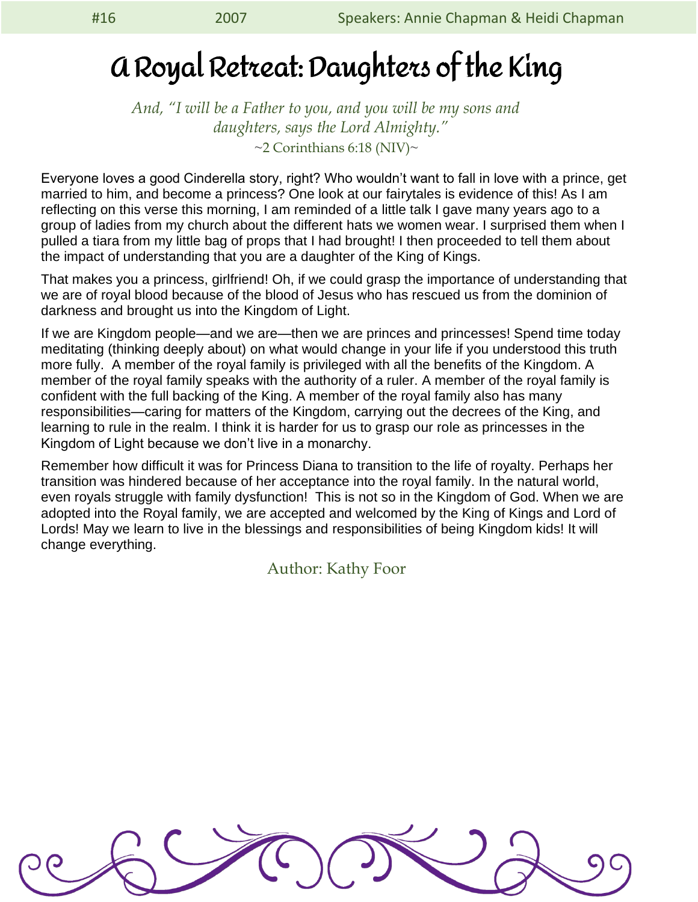#16 2007 Speakers: Annie Chapman & Heidi Chapman

# A Royal Retreat: Daughters of the King

*And, "I will be a Father to you, and you will be my sons and daughters, says the Lord Almighty."*
~2 Corinthians 6:18 (NIV)~

Everyone loves a good Cinderella story, right? Who wouldn't want to fall in love with a prince, get married to him, and become a princess? One look at our fairytales is evidence of this! As I am reflecting on this verse this morning, I am reminded of a little talk I gave many years ago to a group of ladies from my church about the different hats we women wear. I surprised them when I pulled a tiara from my little bag of props that I had brought! I then proceeded to tell them about the impact of understanding that you are a daughter of the King of Kings.

That makes you a princess, girlfriend! Oh, if we could grasp the importance of understanding that we are of royal blood because of the blood of Jesus who has rescued us from the dominion of darkness and brought us into the Kingdom of Light.

If we are Kingdom people—and we are—then we are princes and princesses! Spend time today meditating (thinking deeply about) on what would change in your life if you understood this truth more fully. A member of the royal family is privileged with all the benefits of the Kingdom. A member of the royal family speaks with the authority of a ruler. A member of the royal family is confident with the full backing of the King. A member of the royal family also has many responsibilities—caring for matters of the Kingdom, carrying out the decrees of the King, and learning to rule in the realm. I think it is harder for us to grasp our role as princesses in the Kingdom of Light because we don't live in a monarchy.

Remember how difficult it was for Princess Diana to transition to the life of royalty. Perhaps her transition was hindered because of her acceptance into the royal family. In the natural world, even royals struggle with family dysfunction! This is not so in the Kingdom of God. When we are adopted into the Royal family, we are accepted and welcomed by the King of Kings and Lord of Lords! May we learn to live in the blessings and responsibilities of being Kingdom kids! It will change everything.

Author: Kathy Foor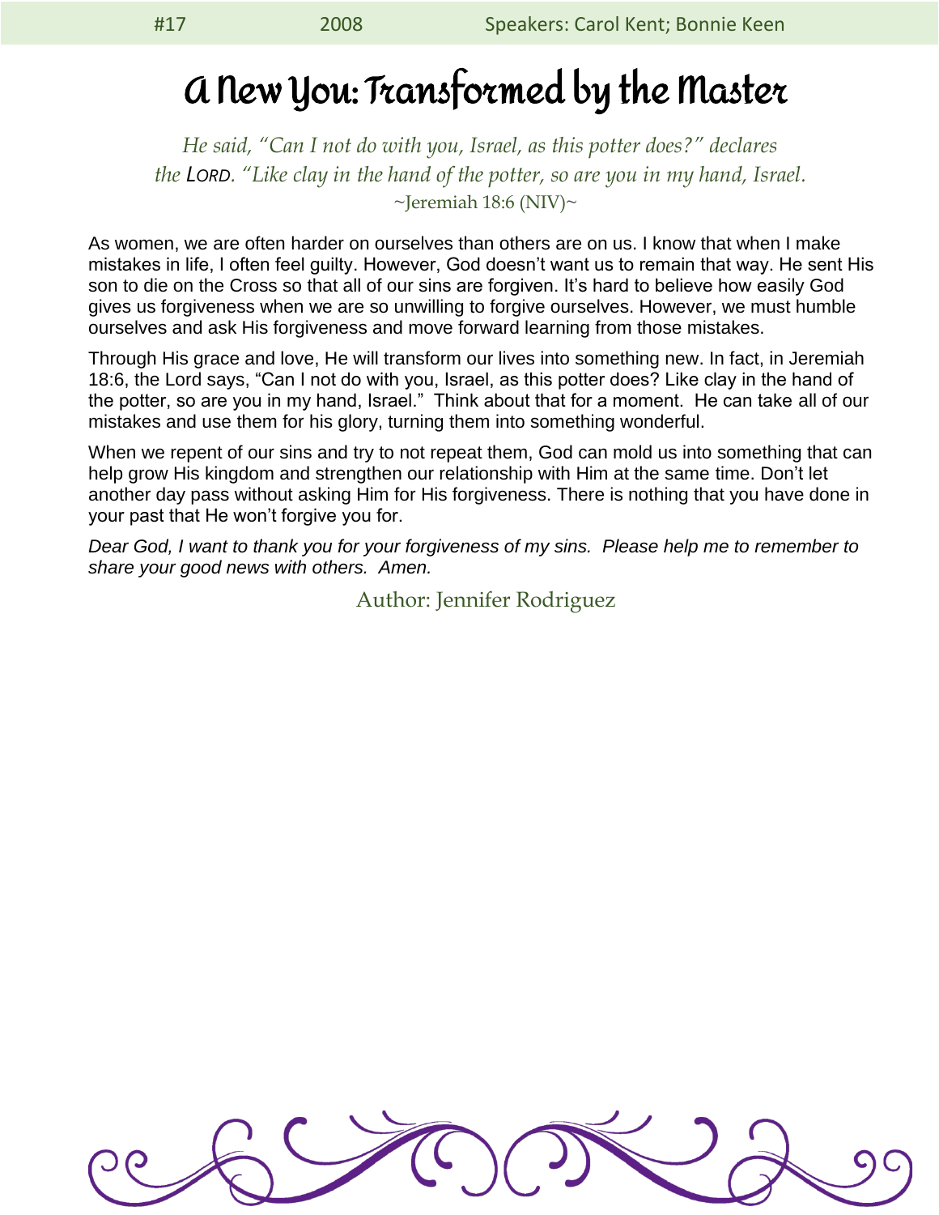#17 2008 Speakers: Carol Kent; Bonnie Keen

# A New You: Transformed by the Master

*He said, "Can I not do with you, Israel, as this potter does?" declares the LORD. "Like clay in the hand of the potter, so are you in my hand, Israel.*

~Jeremiah 18:6 (NIV)~

As women, we are often harder on ourselves than others are on us. I know that when I make mistakes in life, I often feel guilty. However, God doesn't want us to remain that way. He sent His son to die on the Cross so that all of our sins are forgiven. It's hard to believe how easily God gives us forgiveness when we are so unwilling to forgive ourselves. However, we must humble ourselves and ask His forgiveness and move forward learning from those mistakes.

Through His grace and love, He will transform our lives into something new. In fact, in Jeremiah 18:6, the Lord says, "Can I not do with you, Israel, as this potter does? Like clay in the hand of the potter, so are you in my hand, Israel." Think about that for a moment. He can take all of our mistakes and use them for his glory, turning them into something wonderful.

When we repent of our sins and try to not repeat them, God can mold us into something that can help grow His kingdom and strengthen our relationship with Him at the same time. Don't let another day pass without asking Him for His forgiveness. There is nothing that you have done in your past that He won't forgive you for.

*Dear God, I want to thank you for your forgiveness of my sins. Please help me to remember to share your good news with others. Amen.*

Author: Jennifer Rodriguez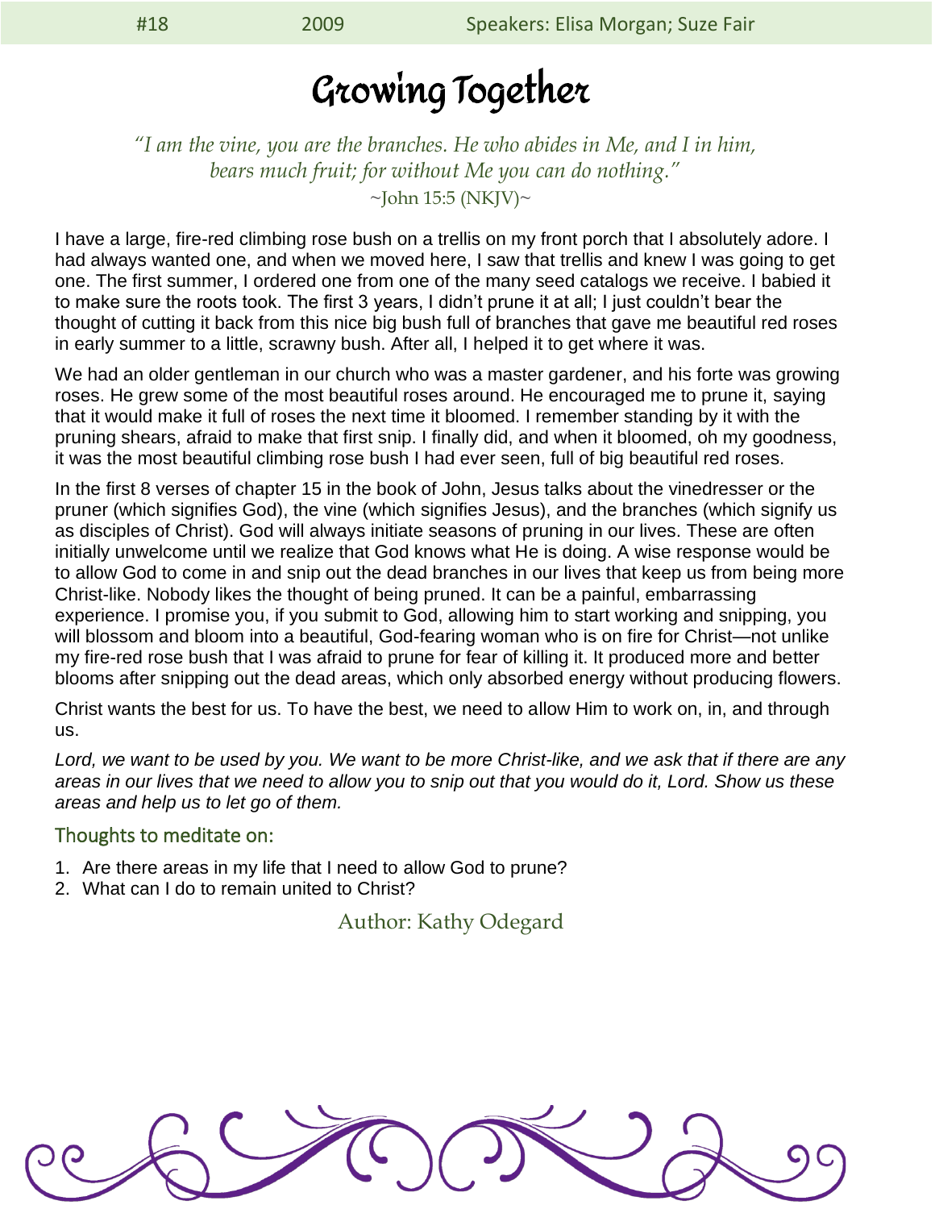#18 2009 Speakers: Elisa Morgan; Suze Fair

# Growing Together

*"I am the vine, you are the branches. He who abides in Me, and I in him, bears much fruit; for without Me you can do nothing."*
~John 15:5 (NKJV)~

I have a large, fire-red climbing rose bush on a trellis on my front porch that I absolutely adore. I had always wanted one, and when we moved here, I saw that trellis and knew I was going to get one. The first summer, I ordered one from one of the many seed catalogs we receive. I babied it to make sure the roots took. The first 3 years, I didn't prune it at all; I just couldn't bear the thought of cutting it back from this nice big bush full of branches that gave me beautiful red roses in early summer to a little, scrawny bush. After all, I helped it to get where it was.

We had an older gentleman in our church who was a master gardener, and his forte was growing roses. He grew some of the most beautiful roses around. He encouraged me to prune it, saying that it would make it full of roses the next time it bloomed. I remember standing by it with the pruning shears, afraid to make that first snip. I finally did, and when it bloomed, oh my goodness, it was the most beautiful climbing rose bush I had ever seen, full of big beautiful red roses.

In the first 8 verses of chapter 15 in the book of John, Jesus talks about the vinedresser or the pruner (which signifies God), the vine (which signifies Jesus), and the branches (which signify us as disciples of Christ). God will always initiate seasons of pruning in our lives. These are often initially unwelcome until we realize that God knows what He is doing. A wise response would be to allow God to come in and snip out the dead branches in our lives that keep us from being more Christ-like. Nobody likes the thought of being pruned. It can be a painful, embarrassing experience. I promise you, if you submit to God, allowing him to start working and snipping, you will blossom and bloom into a beautiful, God-fearing woman who is on fire for Christ—not unlike my fire-red rose bush that I was afraid to prune for fear of killing it. It produced more and better blooms after snipping out the dead areas, which only absorbed energy without producing flowers.

Christ wants the best for us. To have the best, we need to allow Him to work on, in, and through us.

*Lord, we want to be used by you. We want to be more Christ-like, and we ask that if there are any areas in our lives that we need to allow you to snip out that you would do it, Lord. Show us these areas and help us to let go of them.*

## Thoughts to meditate on:

1. Are there areas in my life that I need to allow God to prune?
2. What can I do to remain united to Christ?

Author: Kathy Odegard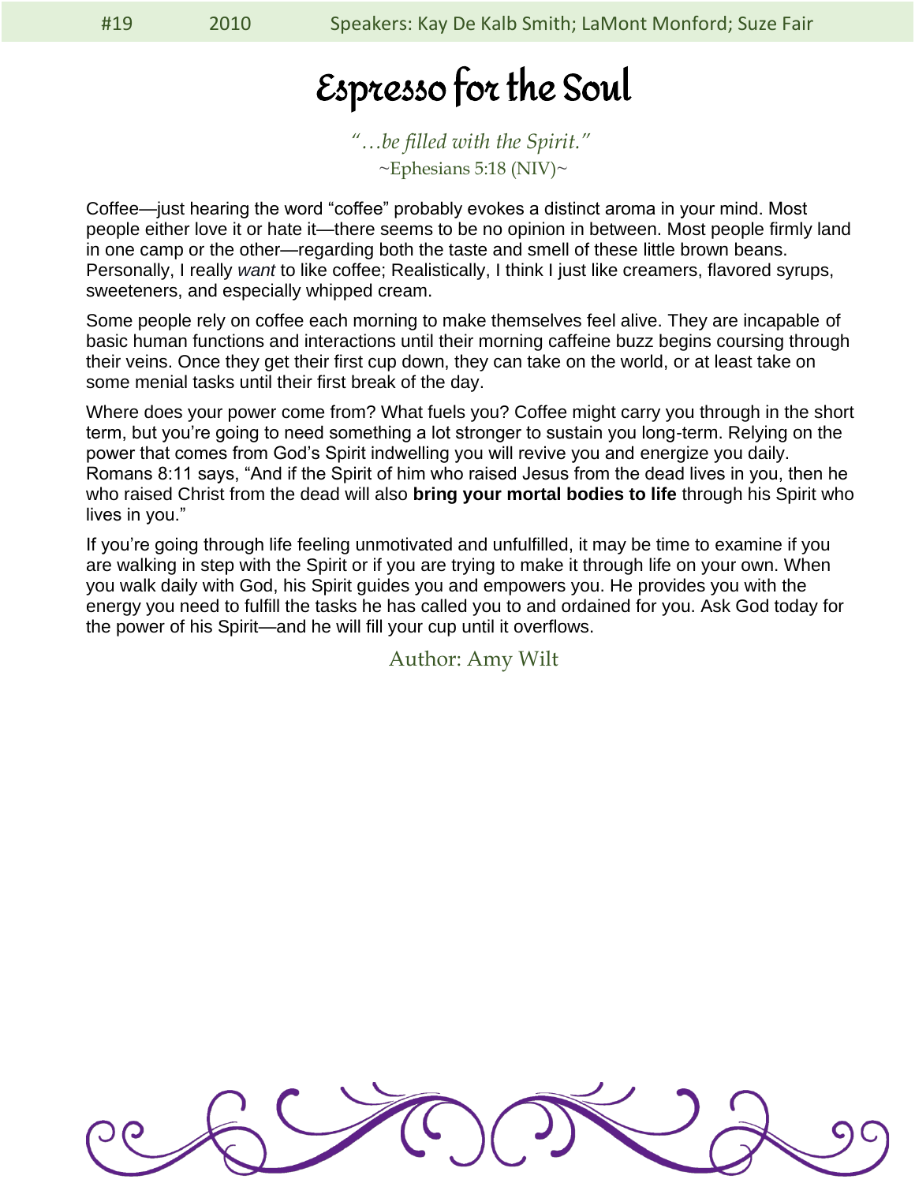# Espresso for the Soul

*"…be filled with the Spirit."*
~Ephesians 5:18 (NIV)~

Coffee—just hearing the word "coffee" probably evokes a distinct aroma in your mind. Most people either love it or hate it—there seems to be no opinion in between. Most people firmly land in one camp or the other—regarding both the taste and smell of these little brown beans. Personally, I really *want* to like coffee; Realistically, I think I just like creamers, flavored syrups, sweeteners, and especially whipped cream.

Some people rely on coffee each morning to make themselves feel alive. They are incapable of basic human functions and interactions until their morning caffeine buzz begins coursing through their veins. Once they get their first cup down, they can take on the world, or at least take on some menial tasks until their first break of the day.

Where does your power come from? What fuels you? Coffee might carry you through in the short term, but you're going to need something a lot stronger to sustain you long-term. Relying on the power that comes from God's Spirit indwelling you will revive you and energize you daily. Romans 8:11 says, "And if the Spirit of him who raised Jesus from the dead lives in you, then he who raised Christ from the dead will also **bring your mortal bodies to life** through his Spirit who lives in you."

If you're going through life feeling unmotivated and unfulfilled, it may be time to examine if you are walking in step with the Spirit or if you are trying to make it through life on your own. When you walk daily with God, his Spirit guides you and empowers you. He provides you with the energy you need to fulfill the tasks he has called you to and ordained for you. Ask God today for the power of his Spirit—and he will fill your cup until it overflows.

Author: Amy Wilt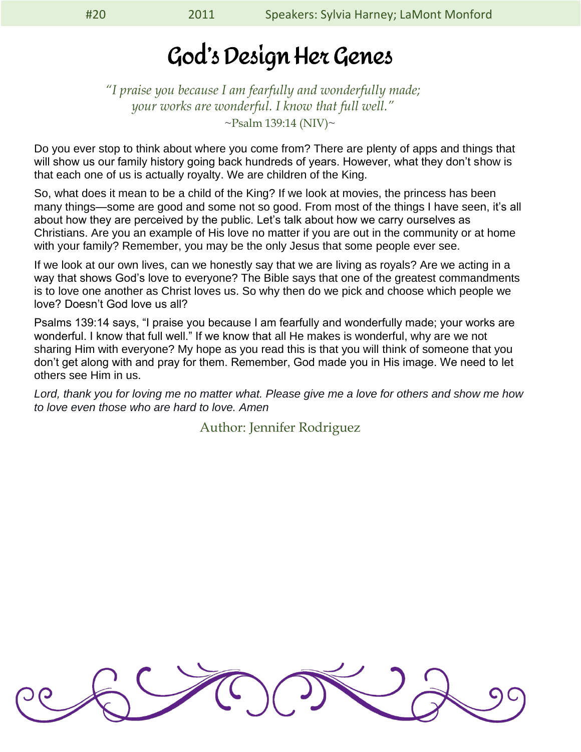#20 2011 Speakers: Sylvia Harney; LaMont Monford

# God's Design Her Genes

*"I praise you because I am fearfully and wonderfully made; your works are wonderful. I know that full well."*
~Psalm 139:14 (NIV)~

Do you ever stop to think about where you come from? There are plenty of apps and things that will show us our family history going back hundreds of years. However, what they don't show is that each one of us is actually royalty. We are children of the King.

So, what does it mean to be a child of the King? If we look at movies, the princess has been many things—some are good and some not so good. From most of the things I have seen, it's all about how they are perceived by the public. Let's talk about how we carry ourselves as Christians. Are you an example of His love no matter if you are out in the community or at home with your family? Remember, you may be the only Jesus that some people ever see.

If we look at our own lives, can we honestly say that we are living as royals? Are we acting in a way that shows God's love to everyone? The Bible says that one of the greatest commandments is to love one another as Christ loves us. So why then do we pick and choose which people we love? Doesn't God love us all?

Psalms 139:14 says, "I praise you because I am fearfully and wonderfully made; your works are wonderful. I know that full well." If we know that all He makes is wonderful, why are we not sharing Him with everyone? My hope as you read this is that you will think of someone that you don't get along with and pray for them. Remember, God made you in His image. We need to let others see Him in us.

*Lord, thank you for loving me no matter what. Please give me a love for others and show me how to love even those who are hard to love. Amen*

Author: Jennifer Rodriguez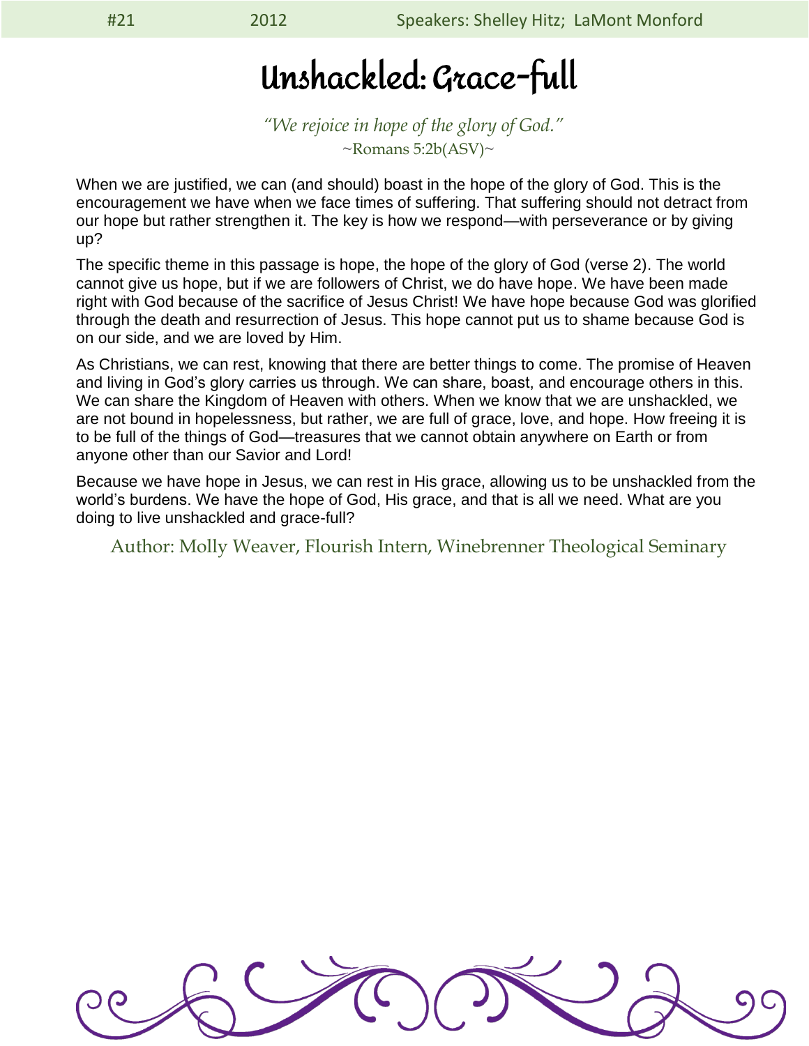# Unshackled: Grace-full

*"We rejoice in hope of the glory of God."*
~Romans 5:2b(ASV)~

When we are justified, we can (and should) boast in the hope of the glory of God. This is the encouragement we have when we face times of suffering. That suffering should not detract from our hope but rather strengthen it. The key is how we respond—with perseverance or by giving up?

The specific theme in this passage is hope, the hope of the glory of God (verse 2). The world cannot give us hope, but if we are followers of Christ, we do have hope. We have been made right with God because of the sacrifice of Jesus Christ! We have hope because God was glorified through the death and resurrection of Jesus. This hope cannot put us to shame because God is on our side, and we are loved by Him.

As Christians, we can rest, knowing that there are better things to come. The promise of Heaven and living in God's glory carries us through. We can share, boast, and encourage others in this. We can share the Kingdom of Heaven with others. When we know that we are unshackled, we are not bound in hopelessness, but rather, we are full of grace, love, and hope. How freeing it is to be full of the things of God—treasures that we cannot obtain anywhere on Earth or from anyone other than our Savior and Lord!

Because we have hope in Jesus, we can rest in His grace, allowing us to be unshackled from the world's burdens. We have the hope of God, His grace, and that is all we need. What are you doing to live unshackled and grace-full?

Author: Molly Weaver, Flourish Intern, Winebrenner Theological Seminary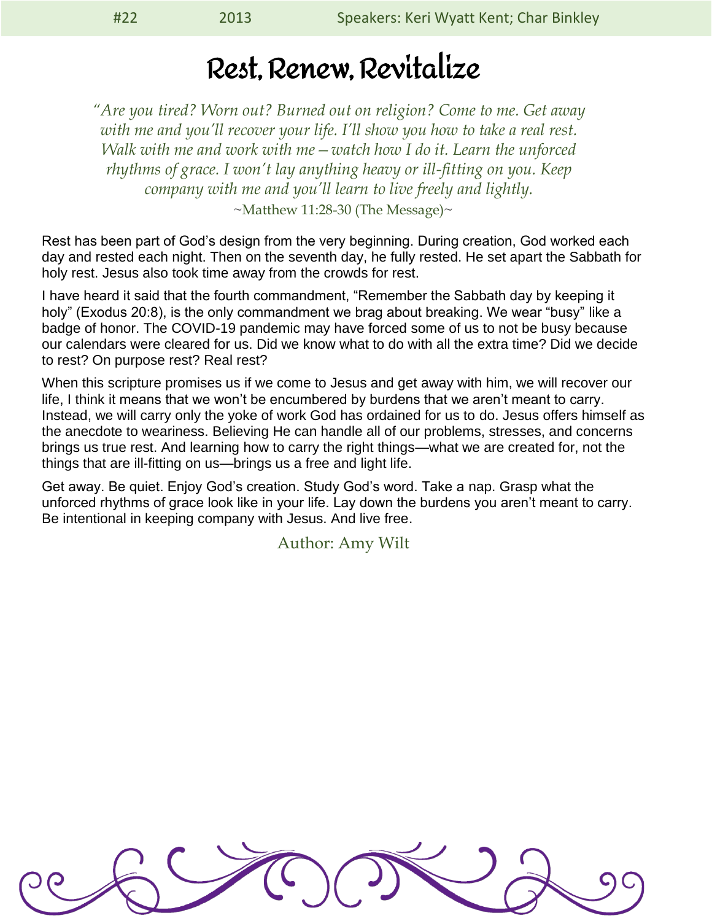#22 2013 Speakers: Keri Wyatt Kent; Char Binkley

# Rest, Renew, Revitalize

*"Are you tired? Worn out? Burned out on religion? Come to me. Get away with me and you'll recover your life. I'll show you how to take a real rest. Walk with me and work with me – watch how I do it. Learn the unforced rhythms of grace. I won't lay anything heavy or ill-fitting on you. Keep company with me and you'll learn to live freely and lightly.*

~Matthew 11:28-30 (The Message)~

Rest has been part of God's design from the very beginning. During creation, God worked each day and rested each night. Then on the seventh day, he fully rested. He set apart the Sabbath for holy rest. Jesus also took time away from the crowds for rest.

I have heard it said that the fourth commandment, "Remember the Sabbath day by keeping it holy" (Exodus 20:8), is the only commandment we brag about breaking. We wear "busy" like a badge of honor. The COVID-19 pandemic may have forced some of us to not be busy because our calendars were cleared for us. Did we know what to do with all the extra time? Did we decide to rest? On purpose rest? Real rest?

When this scripture promises us if we come to Jesus and get away with him, we will recover our life, I think it means that we won't be encumbered by burdens that we aren't meant to carry. Instead, we will carry only the yoke of work God has ordained for us to do. Jesus offers himself as the anecdote to weariness. Believing He can handle all of our problems, stresses, and concerns brings us true rest. And learning how to carry the right things—what we are created for, not the things that are ill-fitting on us—brings us a free and light life.

Get away. Be quiet. Enjoy God's creation. Study God's word. Take a nap. Grasp what the unforced rhythms of grace look like in your life. Lay down the burdens you aren't meant to carry. Be intentional in keeping company with Jesus. And live free.

Author: Amy Wilt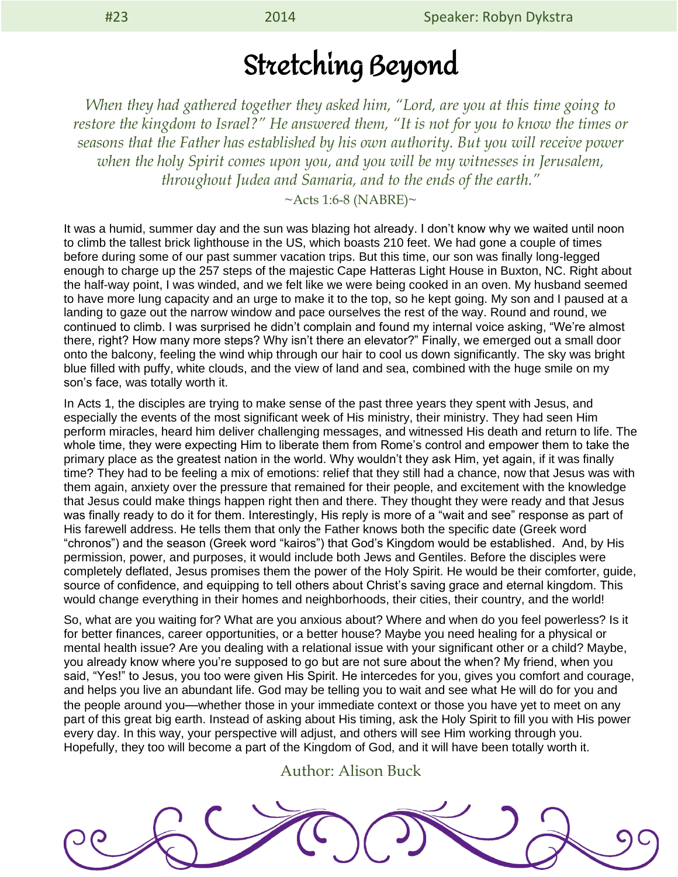#23 2014 Speaker: Robyn Dykstra

# Stretching Beyond

*When they had gathered together they asked him, "Lord, are you at this time going to restore the kingdom to Israel?" He answered them, "It is not for you to know the times or seasons that the Father has established by his own authority. But you will receive power when the holy Spirit comes upon you, and you will be my witnesses in Jerusalem, throughout Judea and Samaria, and to the ends of the earth."*

~Acts 1:6-8 (NABRE)~

It was a humid, summer day and the sun was blazing hot already. I don't know why we waited until noon to climb the tallest brick lighthouse in the US, which boasts 210 feet. We had gone a couple of times before during some of our past summer vacation trips. But this time, our son was finally long-legged enough to charge up the 257 steps of the majestic Cape Hatteras Light House in Buxton, NC. Right about the half-way point, I was winded, and we felt like we were being cooked in an oven. My husband seemed to have more lung capacity and an urge to make it to the top, so he kept going. My son and I paused at a landing to gaze out the narrow window and pace ourselves the rest of the way. Round and round, we continued to climb. I was surprised he didn't complain and found my internal voice asking, "We're almost there, right? How many more steps? Why isn't there an elevator?" Finally, we emerged out a small door onto the balcony, feeling the wind whip through our hair to cool us down significantly. The sky was bright blue filled with puffy, white clouds, and the view of land and sea, combined with the huge smile on my son's face, was totally worth it.

In Acts 1, the disciples are trying to make sense of the past three years they spent with Jesus, and especially the events of the most significant week of His ministry, their ministry. They had seen Him perform miracles, heard him deliver challenging messages, and witnessed His death and return to life. The whole time, they were expecting Him to liberate them from Rome's control and empower them to take the primary place as the greatest nation in the world. Why wouldn't they ask Him, yet again, if it was finally time? They had to be feeling a mix of emotions: relief that they still had a chance, now that Jesus was with them again, anxiety over the pressure that remained for their people, and excitement with the knowledge that Jesus could make things happen right then and there. They thought they were ready and that Jesus was finally ready to do it for them. Interestingly, His reply is more of a "wait and see" response as part of His farewell address. He tells them that only the Father knows both the specific date (Greek word "chronos") and the season (Greek word "kairos") that God's Kingdom would be established. And, by His permission, power, and purposes, it would include both Jews and Gentiles. Before the disciples were completely deflated, Jesus promises them the power of the Holy Spirit. He would be their comforter, guide, source of confidence, and equipping to tell others about Christ's saving grace and eternal kingdom. This would change everything in their homes and neighborhoods, their cities, their country, and the world!

So, what are you waiting for? What are you anxious about? Where and when do you feel powerless? Is it for better finances, career opportunities, or a better house? Maybe you need healing for a physical or mental health issue? Are you dealing with a relational issue with your significant other or a child? Maybe, you already know where you're supposed to go but are not sure about the when? My friend, when you said, "Yes!" to Jesus, you too were given His Spirit. He intercedes for you, gives you comfort and courage, and helps you live an abundant life. God may be telling you to wait and see what He will do for you and the people around you—whether those in your immediate context or those you have yet to meet on any part of this great big earth. Instead of asking about His timing, ask the Holy Spirit to fill you with His power every day. In this way, your perspective will adjust, and others will see Him working through you. Hopefully, they too will become a part of the Kingdom of God, and it will have been totally worth it.

Author: Alison Buck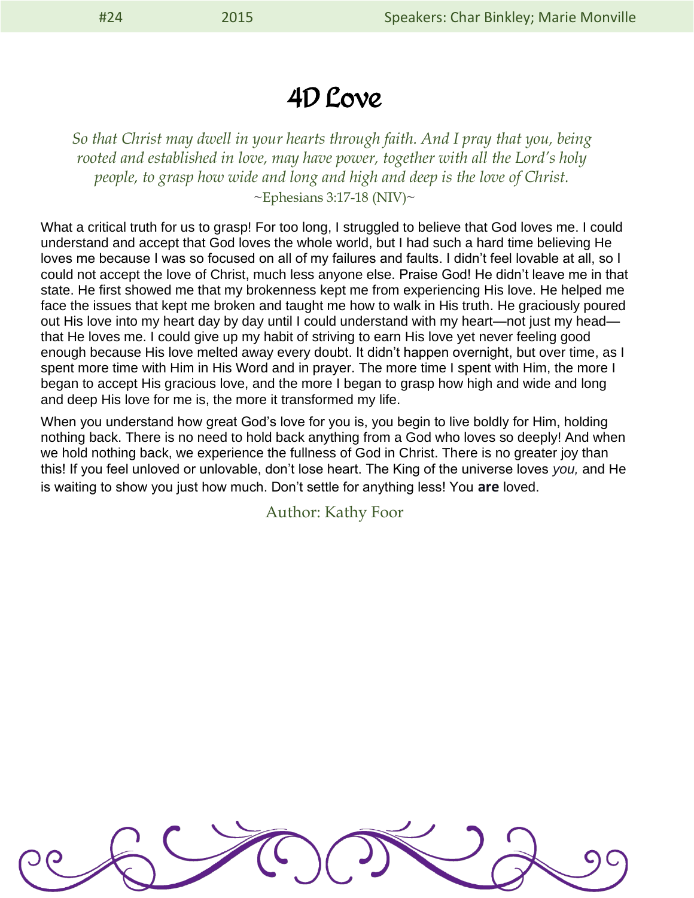#24 2015 Speakers: Char Binkley; Marie Monville

# 4D Love

*So that Christ may dwell in your hearts through faith. And I pray that you, being rooted and established in love, may have power, together with all the Lord's holy people, to grasp how wide and long and high and deep is the love of Christ.*

~Ephesians 3:17-18 (NIV)~

What a critical truth for us to grasp! For too long, I struggled to believe that God loves me. I could understand and accept that God loves the whole world, but I had such a hard time believing He loves me because I was so focused on all of my failures and faults. I didn't feel lovable at all, so I could not accept the love of Christ, much less anyone else. Praise God! He didn't leave me in that state. He first showed me that my brokenness kept me from experiencing His love. He helped me face the issues that kept me broken and taught me how to walk in His truth. He graciously poured out His love into my heart day by day until I could understand with my heart—not just my head—that He loves me. I could give up my habit of striving to earn His love yet never feeling good enough because His love melted away every doubt. It didn't happen overnight, but over time, as I spent more time with Him in His Word and in prayer. The more time I spent with Him, the more I began to accept His gracious love, and the more I began to grasp how high and wide and long and deep His love for me is, the more it transformed my life.

When you understand how great God's love for you is, you begin to live boldly for Him, holding nothing back. There is no need to hold back anything from a God who loves so deeply! And when we hold nothing back, we experience the fullness of God in Christ. There is no greater joy than this! If you feel unloved or unlovable, don't lose heart. The King of the universe loves *you,* and He is waiting to show you just how much. Don't settle for anything less! You **are** loved.

Author: Kathy Foor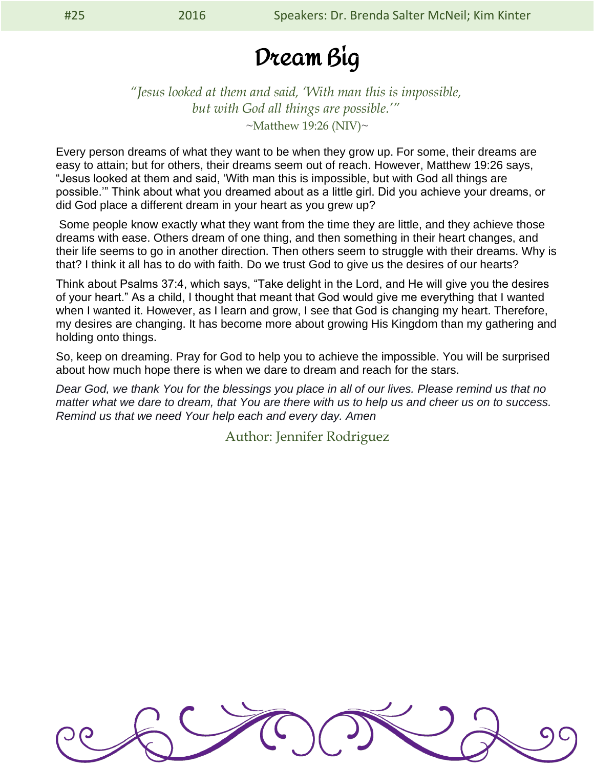# Dream Big

*"Jesus looked at them and said, 'With man this is impossible, but with God all things are possible.'"*
~Matthew 19:26 (NIV)~

Every person dreams of what they want to be when they grow up. For some, their dreams are easy to attain; but for others, their dreams seem out of reach. However, Matthew 19:26 says, "Jesus looked at them and said, 'With man this is impossible, but with God all things are possible.'" Think about what you dreamed about as a little girl. Did you achieve your dreams, or did God place a different dream in your heart as you grew up?

Some people know exactly what they want from the time they are little, and they achieve those dreams with ease. Others dream of one thing, and then something in their heart changes, and their life seems to go in another direction. Then others seem to struggle with their dreams. Why is that? I think it all has to do with faith. Do we trust God to give us the desires of our hearts?

Think about Psalms 37:4, which says, "Take delight in the Lord, and He will give you the desires of your heart." As a child, I thought that meant that God would give me everything that I wanted when I wanted it. However, as I learn and grow, I see that God is changing my heart. Therefore, my desires are changing. It has become more about growing His Kingdom than my gathering and holding onto things.

So, keep on dreaming. Pray for God to help you to achieve the impossible. You will be surprised about how much hope there is when we dare to dream and reach for the stars.

*Dear God, we thank You for the blessings you place in all of our lives. Please remind us that no matter what we dare to dream, that You are there with us to help us and cheer us on to success. Remind us that we need Your help each and every day. Amen*

Author: Jennifer Rodriguez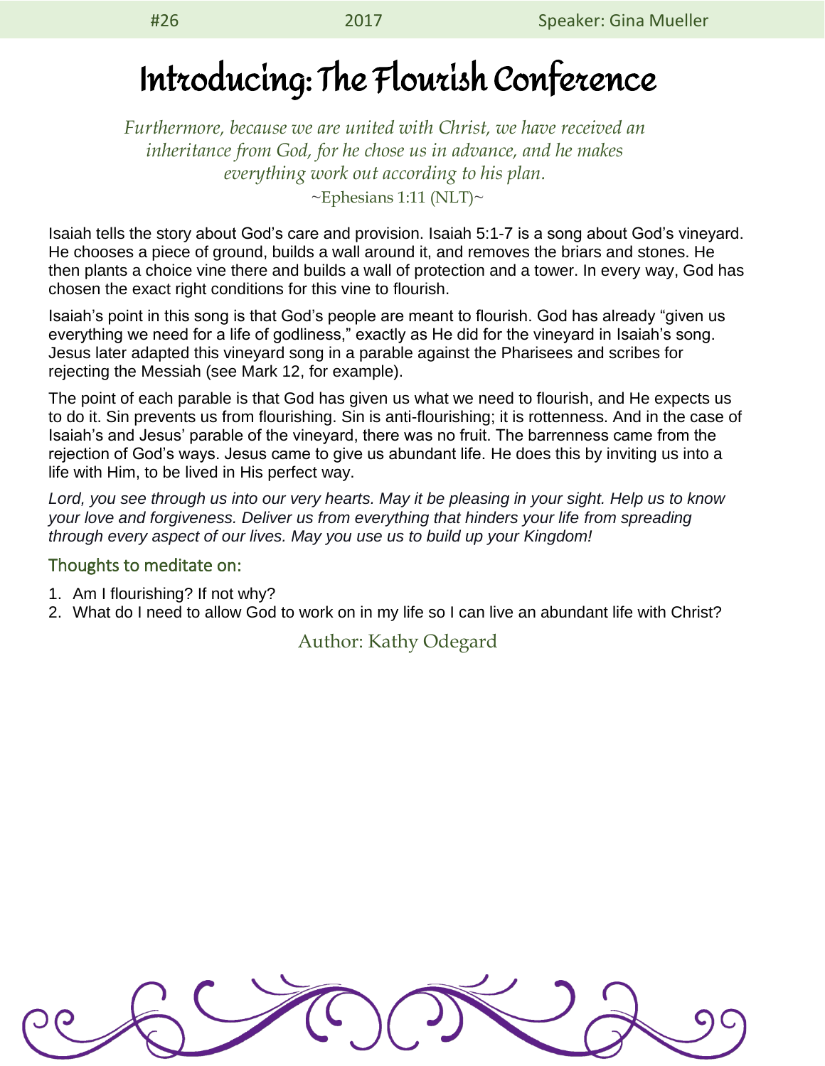#26 2017 Speaker: Gina Mueller

# Introducing: The Flourish Conference

*Furthermore, because we are united with Christ, we have received an inheritance from God, for he chose us in advance, and he makes everything work out according to his plan.*

~Ephesians 1:11 (NLT)~

Isaiah tells the story about God's care and provision. Isaiah 5:1-7 is a song about God's vineyard. He chooses a piece of ground, builds a wall around it, and removes the briars and stones. He then plants a choice vine there and builds a wall of protection and a tower. In every way, God has chosen the exact right conditions for this vine to flourish.

Isaiah's point in this song is that God's people are meant to flourish. God has already "given us everything we need for a life of godliness," exactly as He did for the vineyard in Isaiah's song. Jesus later adapted this vineyard song in a parable against the Pharisees and scribes for rejecting the Messiah (see Mark 12, for example).

The point of each parable is that God has given us what we need to flourish, and He expects us to do it. Sin prevents us from flourishing. Sin is anti-flourishing; it is rottenness. And in the case of Isaiah's and Jesus' parable of the vineyard, there was no fruit. The barrenness came from the rejection of God's ways. Jesus came to give us abundant life. He does this by inviting us into a life with Him, to be lived in His perfect way.

*Lord, you see through us into our very hearts. May it be pleasing in your sight. Help us to know your love and forgiveness. Deliver us from everything that hinders your life from spreading through every aspect of our lives. May you use us to build up your Kingdom!*

## Thoughts to meditate on:

1. Am I flourishing? If not why?
2. What do I need to allow God to work on in my life so I can live an abundant life with Christ?

Author: Kathy Odegard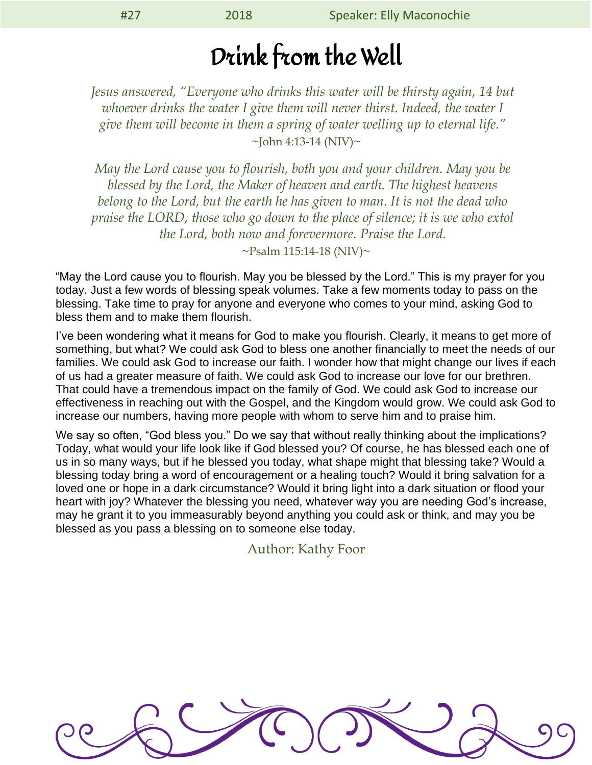# Drink from the Well

*Jesus answered, "Everyone who drinks this water will be thirsty again, 14 but whoever drinks the water I give them will never thirst. Indeed, the water I give them will become in them a spring of water welling up to eternal life."*
~John 4:13-14 (NIV)~

*May the Lord cause you to flourish, both you and your children. May you be blessed by the Lord, the Maker of heaven and earth. The highest heavens belong to the Lord, but the earth he has given to man. It is not the dead who praise the LORD, those who go down to the place of silence; it is we who extol the Lord, both now and forevermore. Praise the Lord.*
~Psalm 115:14-18 (NIV)~

"May the Lord cause you to flourish. May you be blessed by the Lord." This is my prayer for you today. Just a few words of blessing speak volumes. Take a few moments today to pass on the blessing. Take time to pray for anyone and everyone who comes to your mind, asking God to bless them and to make them flourish.

I've been wondering what it means for God to make you flourish. Clearly, it means to get more of something, but what? We could ask God to bless one another financially to meet the needs of our families. We could ask God to increase our faith. I wonder how that might change our lives if each of us had a greater measure of faith. We could ask God to increase our love for our brethren. That could have a tremendous impact on the family of God. We could ask God to increase our effectiveness in reaching out with the Gospel, and the Kingdom would grow. We could ask God to increase our numbers, having more people with whom to serve him and to praise him.

We say so often, "God bless you." Do we say that without really thinking about the implications? Today, what would your life look like if God blessed you? Of course, he has blessed each one of us in so many ways, but if he blessed you today, what shape might that blessing take? Would a blessing today bring a word of encouragement or a healing touch? Would it bring salvation for a loved one or hope in a dark circumstance? Would it bring light into a dark situation or flood your heart with joy? Whatever the blessing you need, whatever way you are needing God's increase, may he grant it to you immeasurably beyond anything you could ask or think, and may you be blessed as you pass a blessing on to someone else today.

Author: Kathy Foor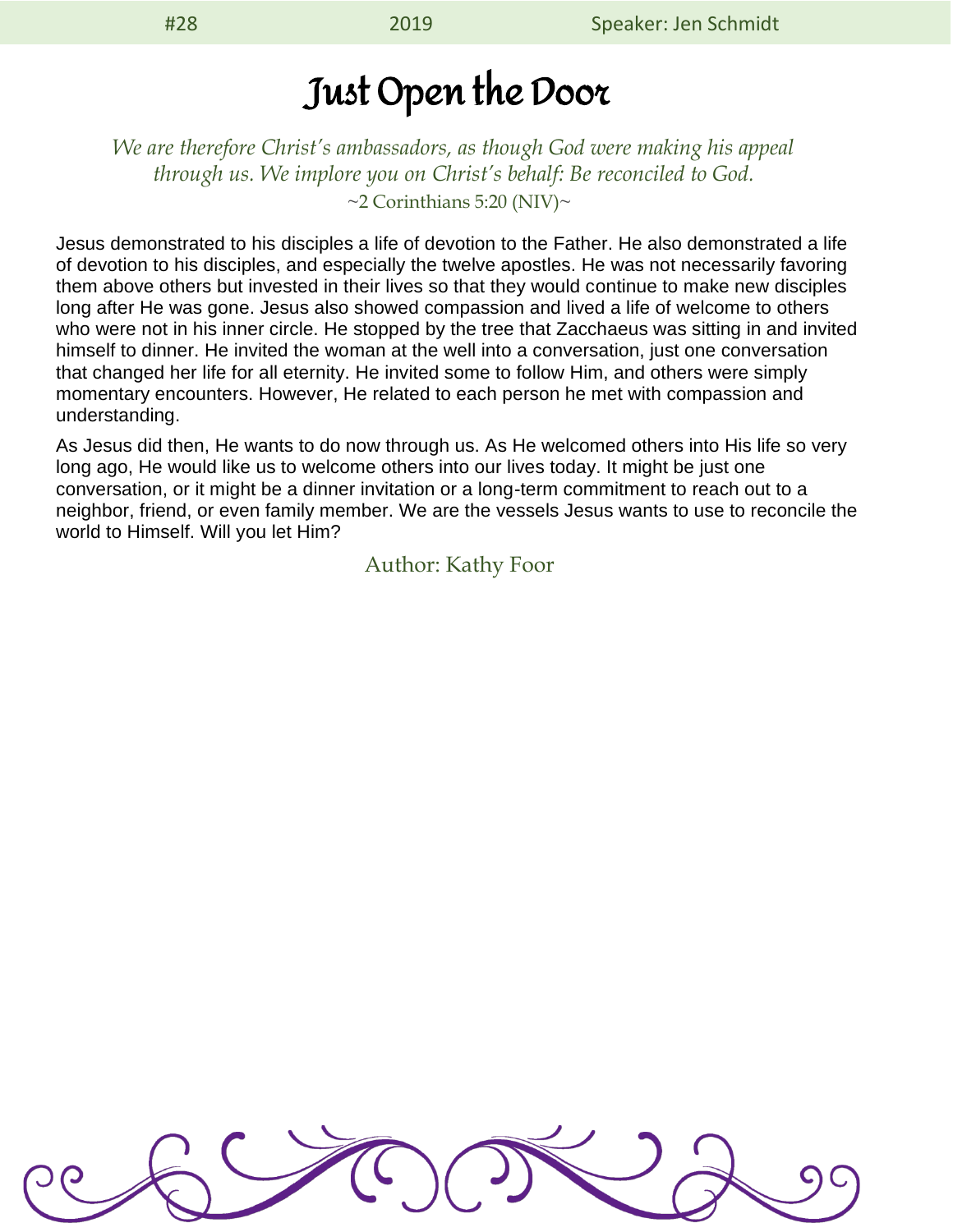#28 2019 Speaker: Jen Schmidt

# Just Open the Door

*We are therefore Christ's ambassadors, as though God were making his appeal through us. We implore you on Christ's behalf: Be reconciled to God.*
~2 Corinthians 5:20 (NIV)~

Jesus demonstrated to his disciples a life of devotion to the Father. He also demonstrated a life of devotion to his disciples, and especially the twelve apostles. He was not necessarily favoring them above others but invested in their lives so that they would continue to make new disciples long after He was gone. Jesus also showed compassion and lived a life of welcome to others who were not in his inner circle. He stopped by the tree that Zacchaeus was sitting in and invited himself to dinner. He invited the woman at the well into a conversation, just one conversation that changed her life for all eternity. He invited some to follow Him, and others were simply momentary encounters. However, He related to each person he met with compassion and understanding.

As Jesus did then, He wants to do now through us. As He welcomed others into His life so very long ago, He would like us to welcome others into our lives today. It might be just one conversation, or it might be a dinner invitation or a long-term commitment to reach out to a neighbor, friend, or even family member. We are the vessels Jesus wants to use to reconcile the world to Himself. Will you let Him?

Author: Kathy Foor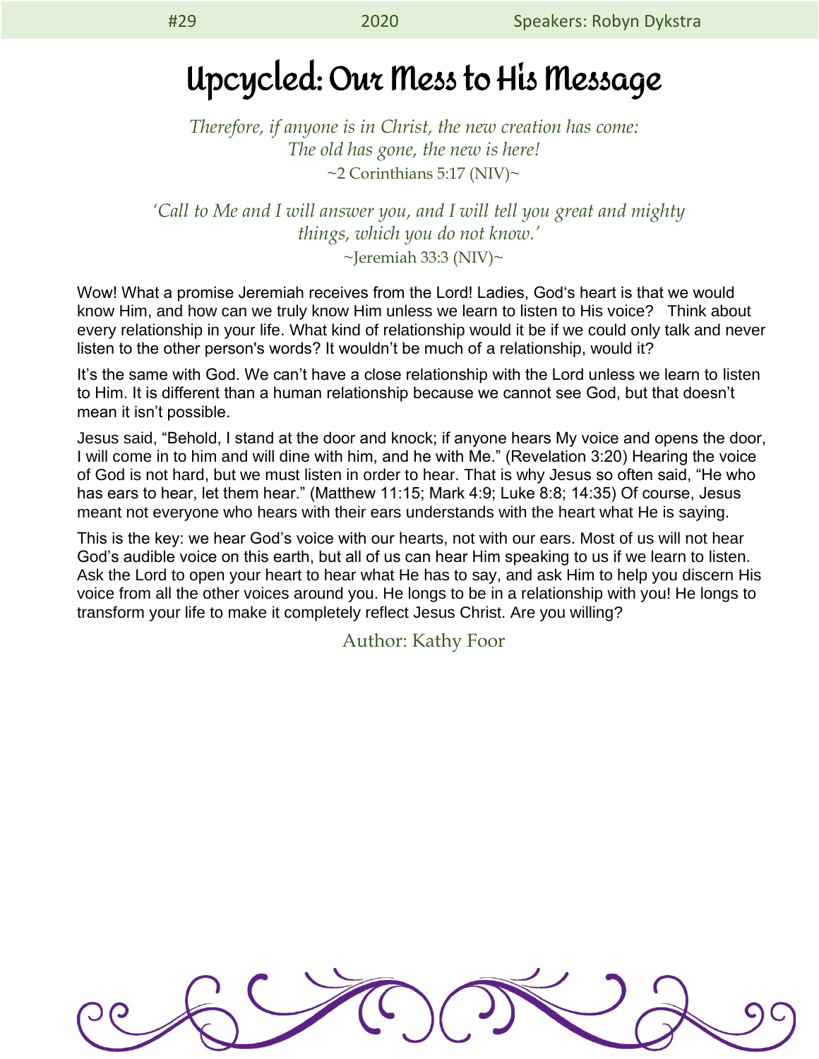# Upcycled: Our Mess to His Message

*Therefore, if anyone is in Christ, the new creation has come:*
*The old has gone, the new is here!*
~2 Corinthians 5:17 (NIV)~

*'Call to Me and I will answer you, and I will tell you great and mighty things, which you do not know.'*
~Jeremiah 33:3 (NIV)~

Wow! What a promise Jeremiah receives from the Lord! Ladies, God's heart is that we would know Him, and how can we truly know Him unless we learn to listen to His voice? Think about every relationship in your life. What kind of relationship would it be if we could only talk and never listen to the other person's words? It wouldn't be much of a relationship, would it?

It's the same with God. We can't have a close relationship with the Lord unless we learn to listen to Him. It is different than a human relationship because we cannot see God, but that doesn't mean it isn't possible.

Jesus said, "Behold, I stand at the door and knock; if anyone hears My voice and opens the door, I will come in to him and will dine with him, and he with Me." (Revelation 3:20) Hearing the voice of God is not hard, but we must listen in order to hear. That is why Jesus so often said, "He who has ears to hear, let them hear." (Matthew 11:15; Mark 4:9; Luke 8:8; 14:35) Of course, Jesus meant not everyone who hears with their ears understands with the heart what He is saying.

This is the key: we hear God's voice with our hearts, not with our ears. Most of us will not hear God's audible voice on this earth, but all of us can hear Him speaking to us if we learn to listen. Ask the Lord to open your heart to hear what He has to say, and ask Him to help you discern His voice from all the other voices around you. He longs to be in a relationship with you! He longs to transform your life to make it completely reflect Jesus Christ. Are you willing?

Author: Kathy Foor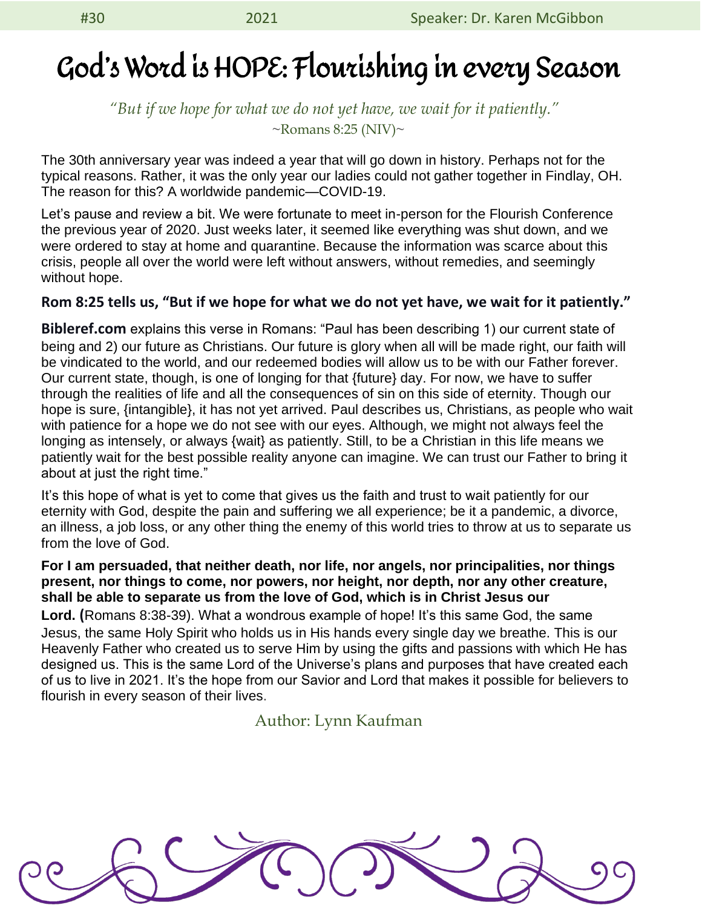#30 2021 Speaker: Dr. Karen McGibbon

# God's Word is HOPE: Flourishing in every Season

*"But if we hope for what we do not yet have, we wait for it patiently."*
~Romans 8:25 (NIV)~

The 30th anniversary year was indeed a year that will go down in history. Perhaps not for the typical reasons. Rather, it was the only year our ladies could not gather together in Findlay, OH. The reason for this? A worldwide pandemic—COVID-19.

Let's pause and review a bit. We were fortunate to meet in-person for the Flourish Conference the previous year of 2020. Just weeks later, it seemed like everything was shut down, and we were ordered to stay at home and quarantine. Because the information was scarce about this crisis, people all over the world were left without answers, without remedies, and seemingly without hope.

**Rom 8:25 tells us, "But if we hope for what we do not yet have, we wait for it patiently."**

**Bibleref.com** explains this verse in Romans: "Paul has been describing 1) our current state of being and 2) our future as Christians. Our future is glory when all will be made right, our faith will be vindicated to the world, and our redeemed bodies will allow us to be with our Father forever. Our current state, though, is one of longing for that {future} day. For now, we have to suffer through the realities of life and all the consequences of sin on this side of eternity. Though our hope is sure, {intangible}, it has not yet arrived. Paul describes us, Christians, as people who wait with patience for a hope we do not see with our eyes. Although, we might not always feel the longing as intensely, or always {wait} as patiently. Still, to be a Christian in this life means we patiently wait for the best possible reality anyone can imagine. We can trust our Father to bring it about at just the right time."

It's this hope of what is yet to come that gives us the faith and trust to wait patiently for our eternity with God, despite the pain and suffering we all experience; be it a pandemic, a divorce, an illness, a job loss, or any other thing the enemy of this world tries to throw at us to separate us from the love of God.

**For I am persuaded, that neither death, nor life, nor angels, nor principalities, nor things present, nor things to come, nor powers, nor height, nor depth, nor any other creature, shall be able to separate us from the love of God, which is in Christ Jesus our Lord. (**Romans 8:38-39). What a wondrous example of hope! It's this same God, the same Jesus, the same Holy Spirit who holds us in His hands every single day we breathe. This is our Heavenly Father who created us to serve Him by using the gifts and passions with which He has designed us. This is the same Lord of the Universe's plans and purposes that have created each of us to live in 2021. It's the hope from our Savior and Lord that makes it possible for believers to flourish in every season of their lives.

Author: Lynn Kaufman